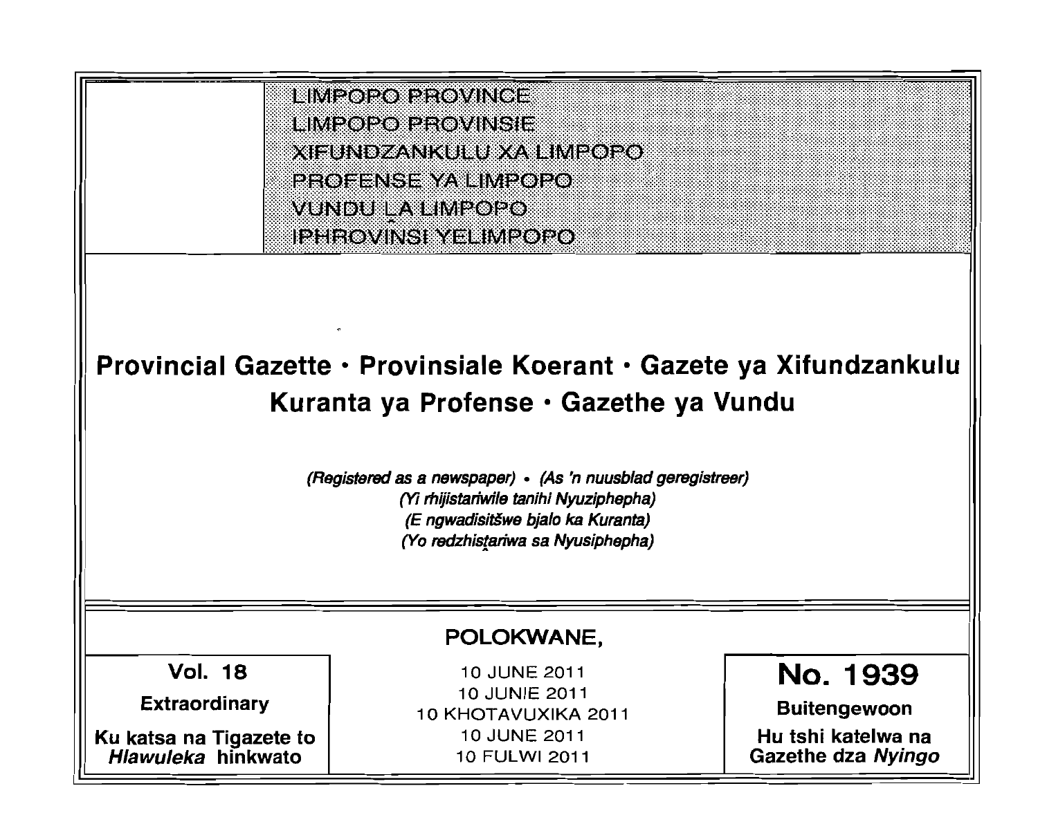LIMPOPO PROVINCE
LIMPOPO PROVINSIE
XIFUNDZANKULU XA LIMPOPO
PROFENSE YA LIMPOPO
VUNDU LA LIMPOPO
IPHROVINSI YELIMPOPO

# Provincial Gazette • Provinsiale Koerant • Gazete ya Xifundzankulu Kuranta ya Profense • Gazethe ya Vundu

*(Registered as a newspaper)* • *(As 'n nuusblad geregistreer)*
*(Yi rhijistariwile tanihi Nyuziphepha)*
*(E ngwadisitšwe bjalo ka Kuranta)*
*(Yo redzhistariwa sa Nyusiphepha)*

**POLOKWANE,**

| Vol. 18 | 10 JUNE 2011 | No. 1939 |
|---|---|---|
| Extraordinary | 10 JUNIE 2011 | Buitengewoon |
| Ku katsa na Tigazete to *Hlawuleka* hinkwato | 10 KHOTAVUXIKA 2011 | Hu tshi katelwa na Gazethe dza *Nyingo* |
| | 10 JUNE 2011 | |
| | 10 FULWI 2011 | |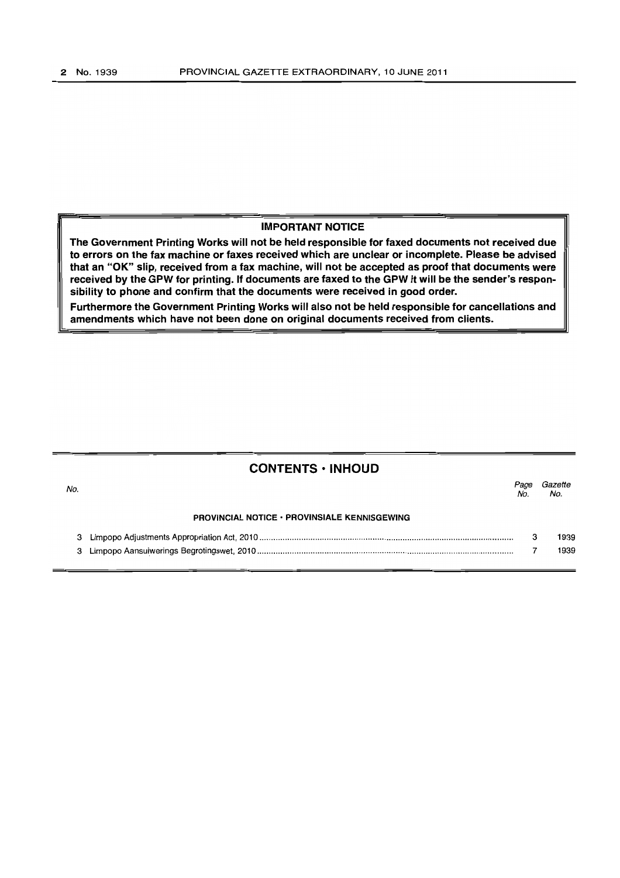**IMPORTANT NOTICE**

**The Government Printing Works will not be held responsible for faxed documents not received due to errors on the fax machine or faxes received which are unclear or incomplete. Please be advised that an "OK" slip, received from a fax machine, will not be accepted as proof that documents were received by the GPW for printing. If documents are faxed to the GPW it will be the sender's responsibility to phone and confirm that the documents were received in good order.**

**Furthermore the Government Printing Works will also not be held responsible for cancellations and amendments which have not been done on original documents received from clients.**

## CONTENTS • INHOUD

| *No.* | | *Page No.* | *Gazette No.* |
|---|---|---|---|
| | **PROVINCIAL NOTICE • PROVINSIALE KENNISGEWING** | | |
| 3 | Limpopo Adjustments Appropriation Act, 2010 | 3 | 1939 |
| 3 | Limpopo Aansuiwerings Begrotingswet, 2010 | 7 | 1939 |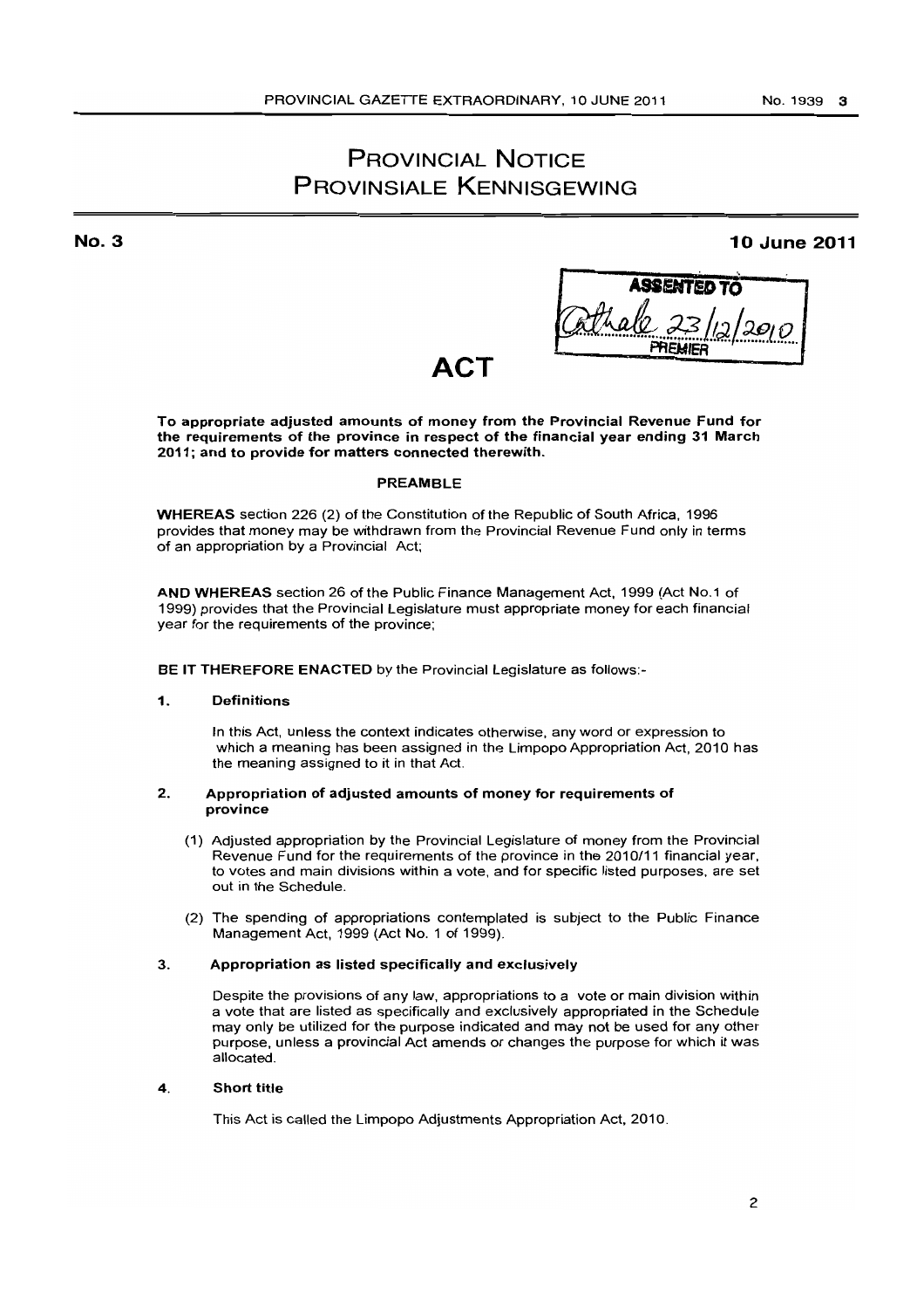# PROVINCIAL NOTICE
# PROVINSIALE KENNISGEWING

**No. 3** **10 June 2011**

ASSENTED TO
23/12/2010
PREMIER

## ACT

**To appropriate adjusted amounts of money from the Provincial Revenue Fund for the requirements of the province in respect of the financial year ending 31 March 2011; and to provide for matters connected therewith.**

### PREAMBLE

**WHEREAS** section 226 (2) of the Constitution of the Republic of South Africa, 1996 provides that money may be withdrawn from the Provincial Revenue Fund only in terms of an appropriation by a Provincial Act;

**AND WHEREAS** section 26 of the Public Finance Management Act, 1999 (Act No.1 of 1999) provides that the Provincial Legislature must appropriate money for each financial year for the requirements of the province;

**BE IT THEREFORE ENACTED** by the Provincial Legislature as follows:-

**1. Definitions**

In this Act, unless the context indicates otherwise, any word or expression to which a meaning has been assigned in the Limpopo Appropriation Act, 2010 has the meaning assigned to it in that Act.

**2. Appropriation of adjusted amounts of money for requirements of province**

(1) Adjusted appropriation by the Provincial Legislature of money from the Provincial Revenue Fund for the requirements of the province in the 2010/11 financial year, to votes and main divisions within a vote, and for specific listed purposes, are set out in the Schedule.

(2) The spending of appropriations contemplated is subject to the Public Finance Management Act, 1999 (Act No. 1 of 1999).

**3. Appropriation as listed specifically and exclusively**

Despite the provisions of any law, appropriations to a vote or main division within a vote that are listed as specifically and exclusively appropriated in the Schedule may only be utilized for the purpose indicated and may not be used for any other purpose, unless a provincial Act amends or changes the purpose for which it was allocated.

**4. Short title**

This Act is called the Limpopo Adjustments Appropriation Act, 2010.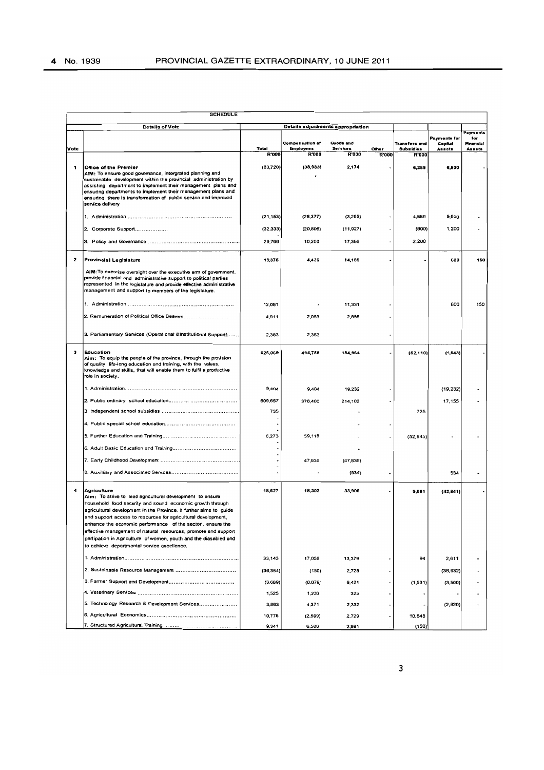## SCHEDULE

| Vote | Details of Vote | Total | Compensation of Employees | Goods and Services | Other | Transfers and Subsidies | Payments for Capital Assets | Payments for Financial Assets |
|---|---|---|---|---|---|---|---|---|
| | | R'000 | R'000 | R'000 | R'000 | R'000 | | |
| 1 | **Office of the Premier**<br>AIM: To ensure good governance, intergrated planning and sustainable development within the provincial administration by assisting department to implement their management plans and ensuring departments to implement their management plans and ensuring there is transformation of public service and improved service delivery | (23,720) | (38,983) | 2,174 | - | 6,289 | 6,800 | - |
| | 1. Administration | (21,153) | (28,377) | (3,265) | - | 4,889 | 5,600 | - |
| | 2. Corporate Support | (32,333) | (20,806) | (11,927) | - | (800) | 1,200 | - |
| | 3. Policy and Governance | 29,766 | 10,200 | 17,366 | - | 2,200 | | |
| 2 | **Provincial Legislature**<br>AIM: To exercise oversight over the executive arm of government, provide financial and administrative support to political parties represented in the legislature and provide effective administrative management and support to members of the legislature. | 19,375 | 4,436 | 14,189 | - | - | 600 | 150 |
| | 1. Administration | 12,081 | - | 11,331 | - | | 600 | 150 |
| | 2. Remuneration of Political Office Bearers | 4,911 | 2,053 | 2,858 | - | | | |
| | 3. Parliamentary Services (Operational &Institutional Support) | 2,383 | 2,383 | | - | | | |
| 3 | **Education**<br>Aim: To equip the people of the province, through the provision of quality life-long education and training, with the values, knowledge and skills, that will enable them to fulfil a productive role in society. | 626,069 | 494,758 | 184,964 | - | (52,110) | (1,543) | - |
| | 1. Administration | 9,404 | 9,404 | 19,232 | - | | (19,232) | - |
| | 2. Public ordinary school education | 609,657 | 378,400 | 214,102 | - | | 17,155 | - |
| | 3. Independent school subsidies | 735 | - | - | - | 735 | | |
| | 4. Public special school education | - | | - | - | | | |
| | 5. Further Education and Training | 6,273 | 59,118 | - | - | (52,845) | - | - |
| | 6. Adult Basic Education and Training | - | | - | | | | |
| | 7. Early Childhood Development | - | 47,836 | (47,836) | | | | |
| | 8. Auxilliary and Associated Services | - | - | (534) | - | | 534 | - |
| 4 | **Agriculture**<br>Aim: To strive to lead agricultural development to ensure household food security and sound economic growth through agricultural development in the Province. It further aims to guide and support access to resources for agricultural development, enhance the economic performance of the sector, ensure the effective management of natural resources, promote and support partipation in Agriculture of women, youth and the diasabled and to achieve departmental service excellence. | 18,627 | 18,302 | 33,905 | - | 9,061 | (42,641) | - |
| | 1. Administration | 33,143 | 17,059 | 13,379 | - | 94 | 2,611 | - |
| | 2. Sustainable Resource Management | (36,354) | (150) | 2,728 | - | | (38,932) | - |
| | 3. Farmer Support and Development | (3,689) | (8,079) | 9,421 | - | (1,531) | (3,500) | - |
| | 4. Veterinary Services | 1,525 | 1,200 | 325 | - | - | - | - |
| | 5. Technology Research & Development Services | 3,883 | 4,371 | 2,332 | - | - | (2,820) | - |
| | 6. Agricultural Economics | 10,778 | (2,599) | 2,729 | - | 10,648 | | |
| | 7. Structured Agricultural Training | 9,341 | 6,500 | 2,991 | - | (150) | | |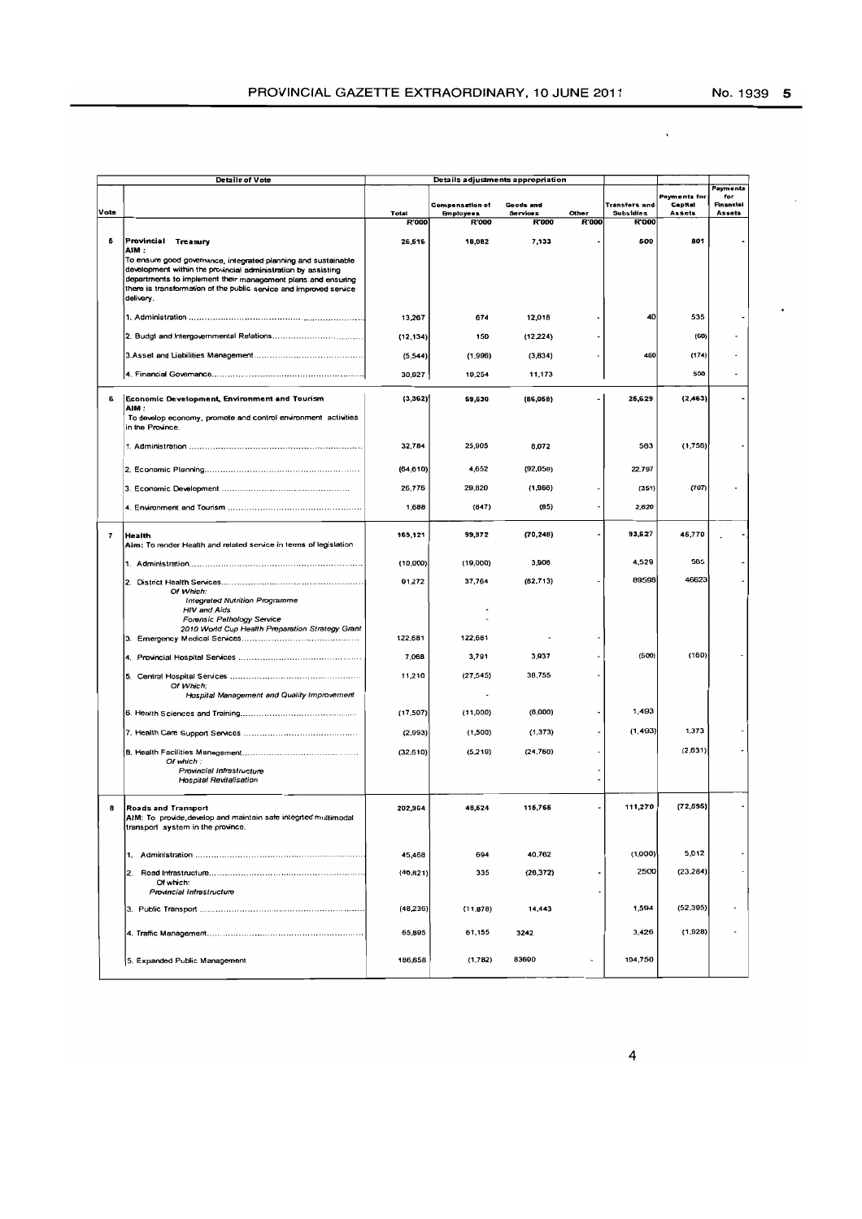| Vote | Details of Vote | Details adjustments appropriation | | | | | | |
|---|---|---|---|---|---|---|---|---|
| | | Total | Compensation of Employees | Goods and Services | Other | Transfers and Subsidies | Payments for Capital Assets | Payments for Financial Assets |
| | | R'000 | R'000 | R'000 | R'000 | R'000 | | |
| 5 | **Provincial Treasury** AIM : To ensure good governance, integrated planning and sustainable development within the provincial administration by assisting departments to implement their management plans and ensuring there is transformation of the public service and improved service delivery. | 26,516 | 18,082 | 7,133 | - | 500 | 801 | - |
| | 1. Administration | 13,267 | 674 | 12,018 | - | 40 | 535 | - |
| | 2. Budgt and Intergovernmental Relations | (12,134) | 150 | (12,224) | - | | (60) | - |
| | 3. Asset and Liabilities Management | (5,544) | (1,996) | (3,834) | - | 460 | (174) | - |
| | 4. Financial Governance | 30,927 | 19,254 | 11,173 | | | 500 | - |
| 6 | **Economic Development, Environment and Tourism** AIM : To develop economy, promote and control environment activities in the Province. | (3,362) | 59,530 | (86,058) | - | 25,629 | (2,463) | - |
| | 1. Administration | 32,784 | 25,905 | 8,072 | | 563 | (1,756) | - |
| | 2. Economic Planning | (64,610) | 4,652 | (92,059) | | 22,797 | | |
| | 3. Economic Development | 26,776 | 29,820 | (1,986) | - | (351) | (707) | - |
| | 4. Environment and Tourism | 1,688 | (847) | (85) | - | 2,620 | | |
| 7 | **Health** Aim: To render Health and related service in terms of legislation | 169,121 | 99,372 | (70,248) | - | 93,627 | 45,770 | - |
| | 1. Administration | (10,000) | (19,000) | 3,906 | | 4,529 | 565 | - |
| | 2. District Health Services | 91,272 | 37,764 | (82,713) | - | 89598 | 46623 | - |
| | *Of Which:* | | | | | | | |
| | *Integrated Nutrition Programme* | | | | | | | |
| | *HIV and Aids* | | - | | | | | |
| | *Forensic Pathology Service* | | - | | | | | |
| | *2010 World Cup Health Preparation Strategy Grant* | | | | | | | |
| | 3. Emergency Medical Services | 122,681 | 122,681 | - | - | | | |
| | 4. Provincial Hospital Services | 7,068 | 3,791 | 3,937 | - | (500) | (160) | - |
| | 5. Central Hospital Services | 11,210 | (27,545) | 38,755 | - | | | |
| | *Of Which:* | | | | | | | |
| | *Hospital Management and Quality Improvement* | | - | | | | | |
| | 6. Health Sciences and Training | (17,507) | (11,000) | (8,000) | - | 1,493 | | |
| | 7. Health Care Support Services | (2,993) | (1,500) | (1,373) | - | (1,493) | 1,373 | - |
| | 8. Health Facilities Management | (32,610) | (5,219) | (24,760) | - | | (2,631) | - |
| | *Of which :* | | | | | | | |
| | *Provincial Infrastructure* | | | | - | | | |
| | *Hospital Revitalisation* | | | | - | | | |
| 8 | **Roads and Transport** AIM: To provide,develop and maintain safe integrted multimodal transport system in the province. | 202,954 | 48,524 | 115,765 | - | 111,270 | (72,595) | - |
| | 1. Administration | 45,468 | 694 | 40,762 | | (1,000) | 5,012 | - |
| | 2. Road Infrastructure | (46,821) | 335 | (26,372) | - | 2500 | (23,284) | - |
| | Of which: | | | | | | | |
| | *Provincial Infrastructure* | | | | - | | | |
| | 3. Public Transport | (48,236) | (11,878) | 14,443 | | 1,594 | (52,395) | - |
| | 4. Traffic Management | 65,895 | 61,155 | 3242 | | 3,426 | (1,928) | - |
| | 5. Expanded Public Management | 186,658 | (1,782) | 83690 | - | 104,750 | | |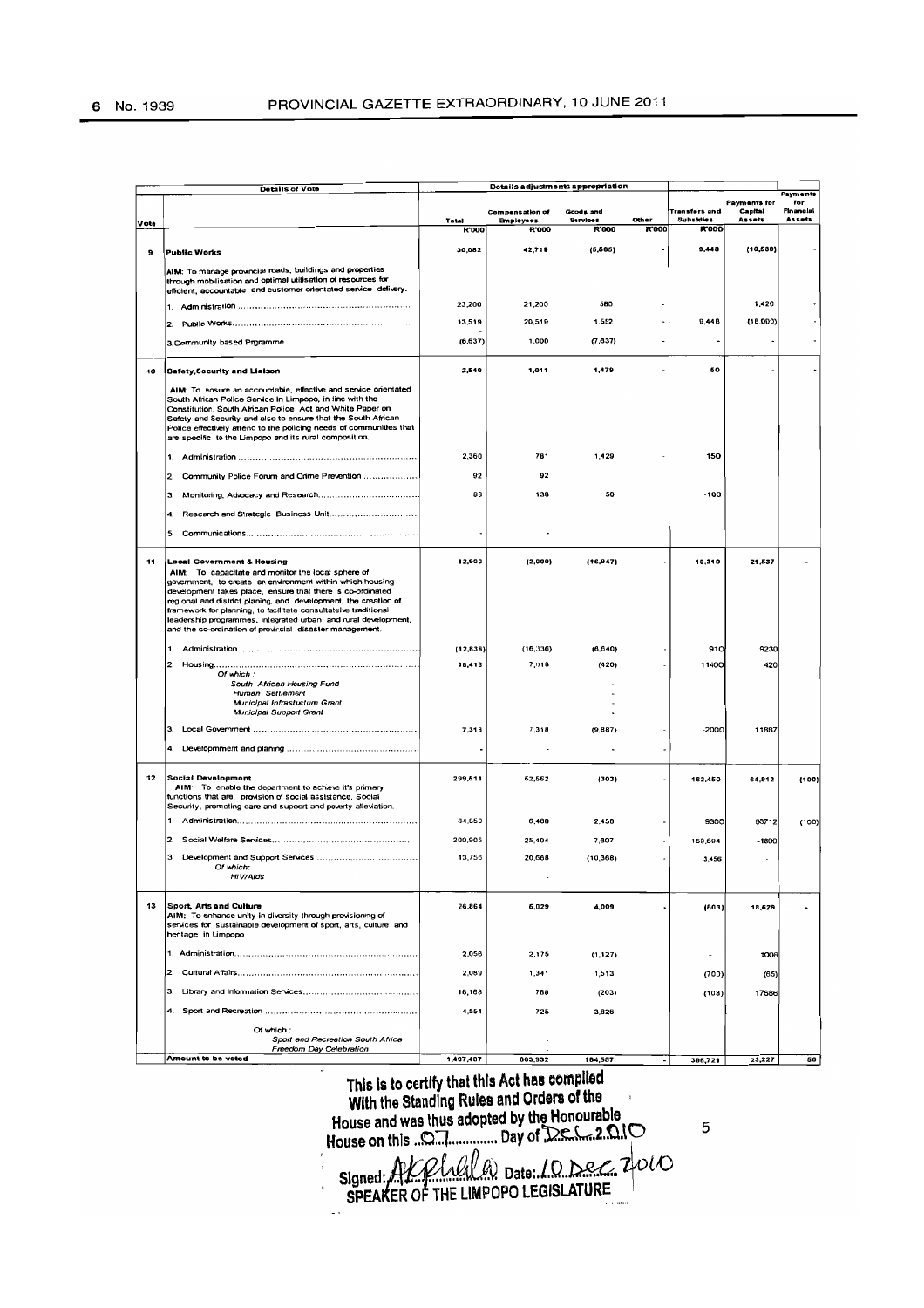| Vote | Details of Vote | Details adjustments appropriation | | | | | | |
|---|---|---|---|---|---|---|---|---|
| | | Total | Compensation of Employees | Goods and Services | Other | Transfers and Subsidies | Payments for Capital Assets | Payments for Financial Assets |
| | | R'000 | R'000 | R'000 | R'000 | R'000 | | |
| 9 | **Public Works** | 30,082 | 42,719 | (5,805) | - | 9,448 | (16,580) | - |
| | AIM: To manage provincial roads, buildings and properties through mobilisation and optimal utilisation of resources for efficient, accountable and customer-orientated service delivery. | | | | | | | |
| | 1. Administration | 23,200 | 21,200 | 580 | - | | 1,420 | - |
| | 2. Public Works | 13,519 | 20,519 | 1,552 | - | 9,448 | (18,000) | - |
| | 3.Community based Prgramme | (6,637) | 1,000 | (7,637) | - | - | - | - |
| 10 | **Safety,Security and Liaison** | 2,540 | 1,011 | 1,479 | - | 50 | - | - |
| | AIM: To ensure an accountable, effective and service orientated South African Police Service in Limpopo, in line with the Constitution, South African Police Act and White Paper on Safety and Security and also to ensure that the South African Police effectively attend to the policing needs of communities that are specific to the Limpopo and its rural composition. | | | | | | | |
| | 1. Administration | 2,360 | 781 | 1,429 | - | 150 | | |
| | 2. Community Police Forum and Crime Prevention | 92 | 92 | | | | | |
| | 3. Monitoring, Advocacy and Research | 88 | 138 | 50 | | -100 | | |
| | 4. Research and Strategic Business Unit | - | - | | | | | |
| | 5. Communications | - | - | | | | | |
| 11 | **Local Government & Housing** | 12,900 | (2,000) | (16,947) | - | 10,310 | 21,537 | - |
| | AIM: To capacitate and monitor the local sphere of government, to create an environment within which housing development takes place, ensure that there is co-ordinated regional and district planing, and development, the creation of framework for planning, to facilitate consultative traditional leadership programmes, Integrated urban and rural development, and the co-ordination of provincial disaster management. | | | | | | | |
| | 1. Administration | (12,836) | (16,336) | (6,640) | - | 910 | 9230 | |
| | 2. Housing | 18,418 | 7,018 | (420) | - | 11400 | 420 | |
| | *Of which :* | | | | | | | |
| | *South African Housing Fund* | | | - | | | | |
| | *Human Settlement* | | | - | | | | |
| | *Municipal Infrastucture Grant* | | | - | | | | |
| | *Municipal Support Grant* | | | - | | | | |
| | 3. Local Government | 7,318 | 7,318 | (9,887) | - | -2000 | 11887 | |
| | 4. Developmment and planing | - | - | - | - | | | |
| 12 | **Social Development** | 299,511 | 52,552 | (303) | - | 182,450 | 64,912 | (100) |
| | AIM: To enable the department to achieve it's primary functions that are: provision of social assistance, Social Security, promoting care and support and poverty alleviation. | | | | | | | |
| | 1. Administration | 84,850 | 6,480 | 2,458 | - | 9300 | 66712 | (100) |
| | 2. Social Welfare Services | 200,905 | 25,404 | 7,607 | - | 169,694 | -1800 | |
| | 3. Development and Support Services | 13,756 | 20,668 | (10,368) | | 3,456 | - | |
| | *Of which:* | | | | | | | |
| | *HIV/Aids* | | | - | | | | |
| 13 | **Sport, Arts and Culture** | 26,864 | 5,029 | 4,009 | - | (803) | 18,629 | - |
| | AIM: To enhance unity in diversity through provisioning of services for sustainable development of sport, arts, culture and heritage in Limpopo. | | | | | | | |
| | 1. Administration | 2,056 | 2,175 | (1,127) | | - | 1008 | |
| | 2. Cultural Affairs | 2,089 | 1,341 | 1,513 | | (700) | (65) | |
| | 3. Library and Information Services | 18,168 | 788 | (203) | | (103) | 17686 | |
| | 4. Sport and Recreation | 4,551 | 725 | 3,826 | | | | |
| | Of which : | | | | | | | |
| | *Sport and Recreation South Africa* | | - | | | | | |
| | *Freedom Day Celebration* | | - | | | | | |
| | **Amount to be voted** | 1,407,487 | 803,932 | 184,557 | - | 395,721 | 23,227 | 50 |

This is to certify that this Act has compiled With the Standing Rules and Orders of the House and was thus adopted by the Honourable House on this 07 Day of Dec 2010

Signed: [signature] Date: 10 Dec 2010
SPEAKER OF THE LIMPOPO LEGISLATURE

5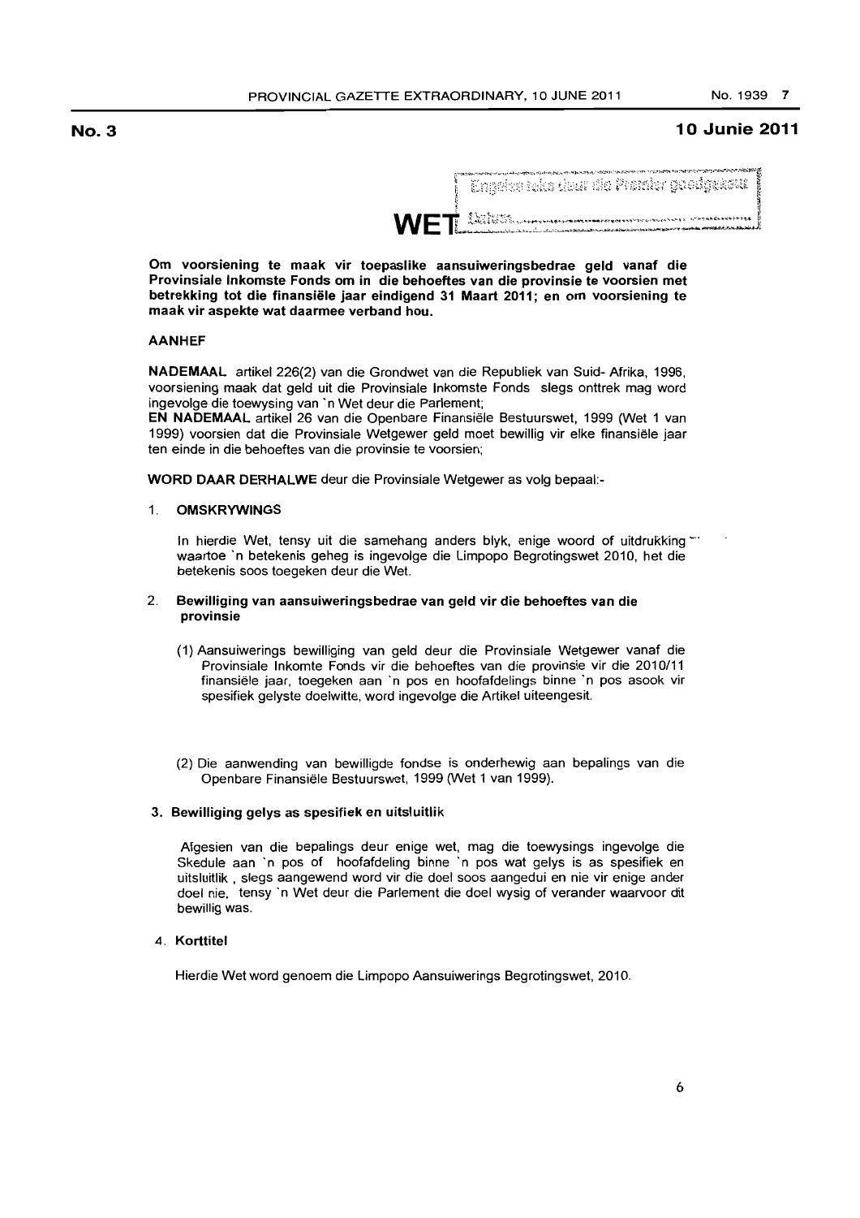**No. 3** **10 Junie 2011**

# WET

Engelse teks deur die Premier goedgekeur

Datum...............................................

**Om voorsiening te maak vir toepaslike aansuiweringsbedrae geld vanaf die Provinsiale Inkomste Fonds om in die behoeftes van die provinsie te voorsien met betrekking tot die finansiële jaar eindigend 31 Maart 2011; en om voorsiening te maak vir aspekte wat daarmee verband hou.**

**AANHEF**

**NADEMAAL** artikel 226(2) van die Grondwet van die Republiek van Suid- Afrika, 1996, voorsiening maak dat geld uit die Provinsiale Inkomste Fonds slegs onttrek mag word ingevolge die toewysing van 'n Wet deur die Parlement;

**EN NADEMAAL** artikel 26 van die Openbare Finansiële Bestuurswet, 1999 (Wet 1 van 1999) voorsien dat die Provinsiale Wetgewer geld moet bewillig vir elke finansiële jaar ten einde in die behoeftes van die provinsie te voorsien;

**WORD DAAR DERHALWE** deur die Provinsiale Wetgewer as volg bepaal:-

1. **OMSKRYWINGS**

   In hierdie Wet, tensy uit die samehang anders blyk, enige woord of uitdrukking waartoe 'n betekenis geheg is ingevolge die Limpopo Begrotingswet 2010, het die betekenis soos toegeken deur die Wet.

2. **Bewilliging van aansuiweringsbedrae van geld vir die behoeftes van die provinsie**

   (1) Aansuiwerings bewilliging van geld deur die Provinsiale Wetgewer vanaf die Provinsiale Inkomte Fonds vir die behoeftes van die provinsie vir die 2010/11 finansiële jaar, toegeken aan 'n pos en hoofafdelings binne 'n pos asook vir spesifiek gelyste doelwitte, word ingevolge die Artikel uiteengesit.

   (2) Die aanwending van bewilligde fondse is onderhewig aan bepalings van die Openbare Finansiële Bestuurswet, 1999 (Wet 1 van 1999).

3. **Bewilliging gelys as spesifiek en uitsluitlik**

   Afgesien van die bepalings deur enige wet, mag die toewysings ingevolge die Skedule aan 'n pos of hoofafdeling binne 'n pos wat gelys is as spesifiek en uitsluitlik , slegs aangewend word vir die doel soos aangedui en nie vir enige ander doel nie, tensy 'n Wet deur die Parlement die doel wysig of verander waarvoor dit bewillig was.

4. **Korttitel**

   Hierdie Wet word genoem die Limpopo Aansuiwerings Begrotingswet, 2010.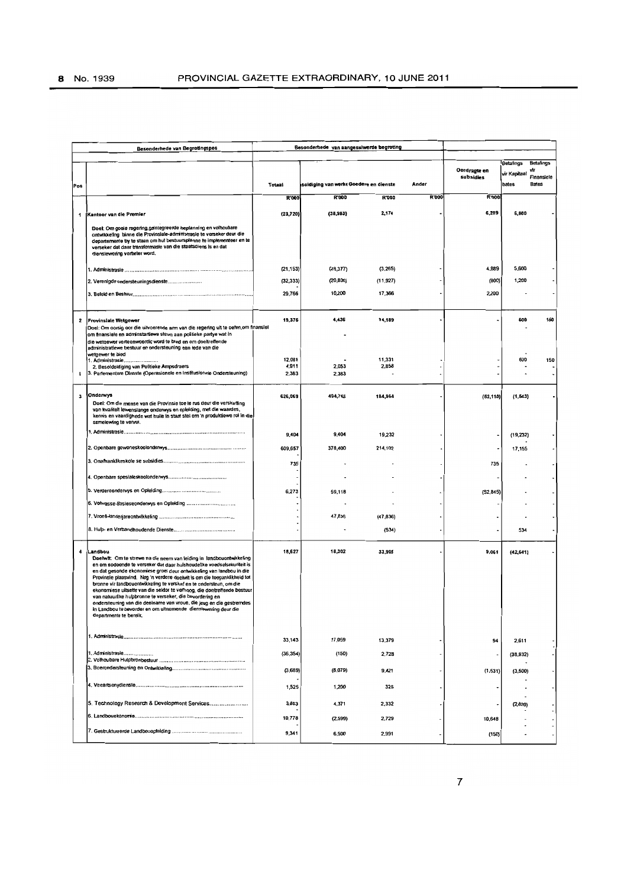| Pos | Besonderhede van Begrotingspos | Besonderhede van aangesuiwerde begroting | | | | | | |
|---|---|---|---|---|---|---|---|---|
| | | Totaal | Besoldiging van werknemers | Goedere en dienste | Ander | Oordragte en subsidies | Betalings vir Kapitaalbates | Betalings vir Finansiële Bates |
| | | R'000 | R'000 | R'000 | R'000 | R'000 | | |
| 1 | **Kantoor van die Premier** | (23,720) | (38,983) | 2,174 | - | 6,289 | 6,800 | - |
| | Doel: Om goeie regering,geïntegreerde beplanning en volhoubare ontwikkeling binne die Provinsiale-administrasie te verseker deur die departemente by te staan om hul bestuursplanne te implementeer en te verseker dat daar transformasie van die staatsdiens is en dat dienslewering verbeter word. | | | | | | | |
| | 1. Administrasie | (21,153) | (28,377) | (3,265) | - | 4,889 | 5,600 | - |
| | 2. Verenigde ondersteuningsdienste | (32,333) | (20,806) | (11,927) | - | (800) | 1,200 | - |
| | 3. Beleid en Bestuur | 29,766 | 10,200 | 17,366 | - | 2,200 | - | - |
| 2 | **Provinsiale Wetgewer** | 19,376 | 4,436 | 14,189 | - | - | 600 | 150 |
| | Doel: Om oorsig oor die uitvoerende arm van die regering uit te oefen,om finansiele om finansiele en adminstartiewe steun aan politieke partye wat in die wetgewer verteenwoordic word te bied en om doeltreffende administratiewe bestuur en ondersteuning aan lede van die wetgewer te bied | | | | | | | |
| | 1. Administrasie | 12,081 | - | 11,331 | - | - | 600 | 150 |
| | 2. Besoldoldiging van Politieke Ampsdraers | 4,911 | 2,053 | 2,858 | - | - | - | - |
| | 3. Parlementere Dienste (Operasionele en Institusionele Ondersteuning) | 2,383 | 2,383 | - | - | - | - | - |
| 3 | **Onderwys** | 626,069 | 494,765 | 184,964 | - | (52,110) | (1,543) | - |
| | Doel: Om die mense van die Provinsie toe te rus deur die verskaffing van kwaliteit lewenslange onderwys en opleiding, met die waardes, kennis en vaardighede wat hulle in staat stel om 'n produktiewe rol in die samelewing te vervul. | | | | | | | |
| | 1. Administrasie | 9,404 | 9,404 | 19,232 | - | - | (19,232) | - |
| | 2. Openbare gewoneskoolonderwys | 609,657 | 378,400 | 214,102 | - | - | 17,155 | - |
| | 3. Onafhanklikeskole se subsidies | 735 | - | - | - | 735 | - | - |
| | 4. Openbare spesialeskoolonderwys | - | - | - | - | - | - | - |
| | 5. Verdereonderwys en Opleiding | 6,273 | 59,118 | - | - | (52,845) | - | - |
| | 6. Volwasse-Basiesonderwys en Opleiding | - | - | - | - | - | - | - |
| | 7. Vroeë-kinderjareontwikkeling | - | 47,836 | (47,836) | - | - | - | - |
| | 8. Hulp- en Verbandhoudende Dienste | - | - | (534) | - | - | 534 | - |
| 4 | **Landbou** | 18,627 | 18,302 | 33,905 | - | 9,061 | (42,641) | - |
| | Doelwit: Om te strewe na die neem van leiding in landbouontwikkeling en om sodoende te verseker dat daar huishoudelike voedselsekuriteit is en dat gesonde ekonomiese groei deur ontwikkeling van landbou in die Provinsie plaasvind. Nog 'n verdere doelwit is om die toeganklikheid tot bronne vir landbouontwikkeling te verskaf en te ondersteun, om die ekonomiese uitsette van die sektor te verhoog, die doeltreffende bestuur van natuurlike hulpbronne te verseker, die bevordering en ondersteuning van die deelname van vroue, die jeug en die gestremdes in Landbou te bevorder en om uitnemende dienslewering deur die departments te bereik. | | | | | | | |
| | 1. Administrasie | 33,143 | 17,059 | 13,379 | - | 94 | 2,611 | - |
| | 1. Administrasie<br>2. Volhoubare Hulpbronbestuur | (36,354) | (150) | 2,728 | - | - | (38,932) | - |
| | 3. Boerondersteuning en Ontwikkeling | (3,689) | (8,079) | 9,421 | - | (1,531) | (3,500) | - |
| | 4. Veeartsenydienste | 1,525 | 1,200 | 325 | - | - | - | - |
| | 5. Technology Research & Development Services | 3,883 | 4,371 | 2,332 | - | - | (2,820) | - |
| | 6. Landbouekonomie | 10,778 | (2,599) | 2,729 | - | 10,648 | - | - |
| | 7. Gestruktureerde Landbouopleiding | 9,341 | 6,500 | 2,991 | - | (150) | - | - |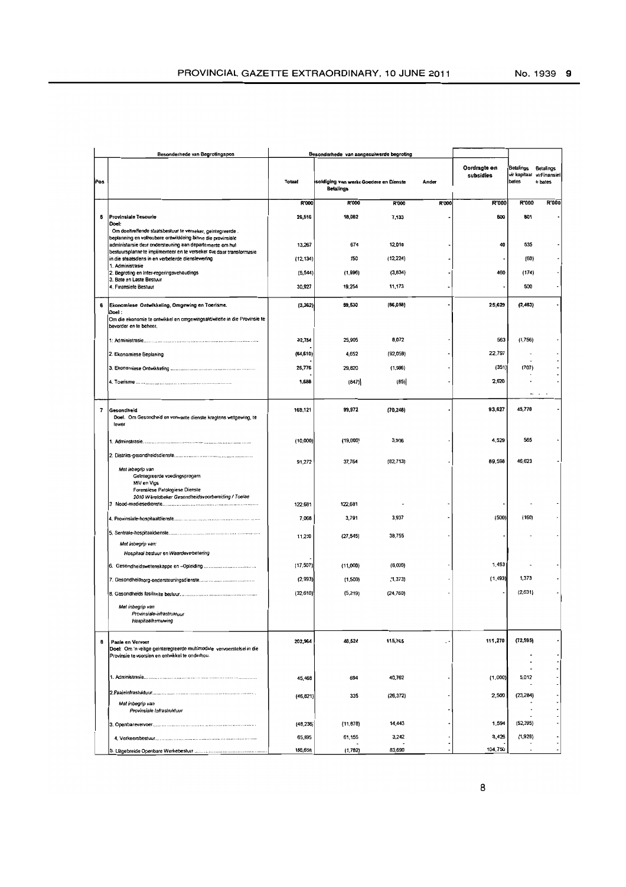| Pos | Besonderhede van Begrotingspos | Besonderhede van aangesuiwerde begroting | | | | | | |
|---|---|---|---|---|---|---|---|---|
| | | Totaal | Besoldiging van werknemers Betalings | Goedere en Dienste | Ander | Oordragte en subsidies | Betalings vir kapitaal bates | Betalings vir Finansiele bates |
| | | R'000 | R'000 | R'000 | R'000 | R'000 | R'000 | R'000 |
| 5 | **Provinsiale Tesourie**<br>**Doel:**<br>Om doeltreffende staatsbestuur te verseker, geïntegreerde beplanning en volhoubare ontwikkeling binne die provinsiale administrasie deur ondersteuning aan departemente om hul bestuursplanne te implimenteer en te verseker dat daar transformasie in die staatsdiens in en verbeterde dienslewering | 26,516 | 18,082 | 7,133 | - | 500 | 801 | - |
| | 1. Administrasie | 13,267 | 674 | 12,018 | - | 40 | 535 | - |
| | 2. Begroting en Inter-regeringsverhoudings | (12,134) | 150 | (12,224) | - | - | (60) | - |
| | 3. Bate en Laste Bestuur | (5,544) | (1,996) | (3,834) | - | 460 | (174) | - |
| | 4. Finansiele Bestuur | 30,927 | 19,254 | 11,173 | - | - | 500 | - |
| 6 | **Ekonomiese Ontwikkeling, Omgewing en Toerisme.**<br>**Doel:**<br>Om die ekonomie te ontwikkel en omgewingsaktiwiteite in die Provinsie te bevorder en te beheer. | (3,362) | 59,530 | (86,058) | - | 25,629 | (2,463) | - |
| | 1: Administrasie | 32,734 | 25,905 | 8,072 | - | 563 | (1,756) | - |
| | 2. Ekonomiese Beplaning | (64,610) | 4,652 | (92,059) | - | 22,797 | - | - |
| | 3. Ekonomiese Ontwikkeling | 26,776 | 29,820 | (1,986) | - | (351) | (707) | - |
| | 4. Toerisme | 1,688 | (847) | (85) | - | 2,620 | - | - |
| 7 | **Gesondheid**<br>Doel. Om Gesondheid en verwante dienste kragtens wetgewing, te lewer | 169,121 | 99,972 | (70,248) | - | 93,627 | 45,770 | - |
| | 1. Administrasie | (10,000) | (19,000) | 3,906 | - | 4,529 | 565 | - |
| | 2. Distriks-gesondheidsdienste<br>*Met inbegrip van*<br>Geïntegreerde voedingsprogam<br>MIV en Vigs<br>Forensiese Patologiese Dienste<br>*2010 Wêreldbeker Gesondheidsvoorbereiding / Toelae* | 91,272 | 37,764 | (82,713) | - | 89,598 | 46,623 | - |
| | 3. Nood-mediesedienste | 122,681 | 122,681 | - | - | - | - | - |
| | 4. Provinsiale-hospitaaldienste | 7,068 | 3,791 | 3,937 | - | (500) | (160) | - |
| | 5. Sentrale-hospitaaldienste<br>*Met inbegrip van:*<br>*Hospitaal bestuur en Waardeverbetering* | 11,210 | (27,545) | 38,755 | - | - | - | - |
| | 6. Gesondheidswetenskappe en -Opleiding | (17,507) | (11,000) | (8,000) | - | 1,493 | - | - |
| | 7. Gesondheidsorg-ondersteuningsdienste | (2,993) | (1,500) | (1,373) | - | (1,493) | 1,373 | - |
| | 8. Gesondheids fasiliteite bestuur<br>*Met inbegrip van*<br>*Provinsiale-infrastruktuur*<br>*Hospitaalhernuwing* | (32,610) | (5,219) | (24,760) | - | - | (2,631) | - |
| 8 | **Paaie en Vervoer**<br>Doel: Om 'n veilige geïntegreerde multimodale vervoerstelsel in die Provinsie te voorsien en ontwikkel te onderhou. | 202,964 | 48,524 | 115,765 | - | 111,270 | (72,595) | - |
| | 1. Administrasie | 45,468 | 694 | 40,762 | - | (1,000) | 5,012 | - |
| | 2. Paaie infrastruktuur<br>*Met inbegrip van*<br>*Provinsiale Infrastruktuur* | (46,821) | 335 | (26,372) | - | 2,500 | (23,284) | - |
| | 3. Openbarevervoer | (48,236) | (11,878) | 14,443 | - | 1,594 | (52,395) | - |
| | 4. Verkeersbestuur | 65,895 | 61,155 | 3,242 | - | 3,426 | (1,928) | - |
| | 5. Uitgebreide Openbare Werkebestuur | 186,658 | (1,782) | 83,690 | - | 104,750 | - | - |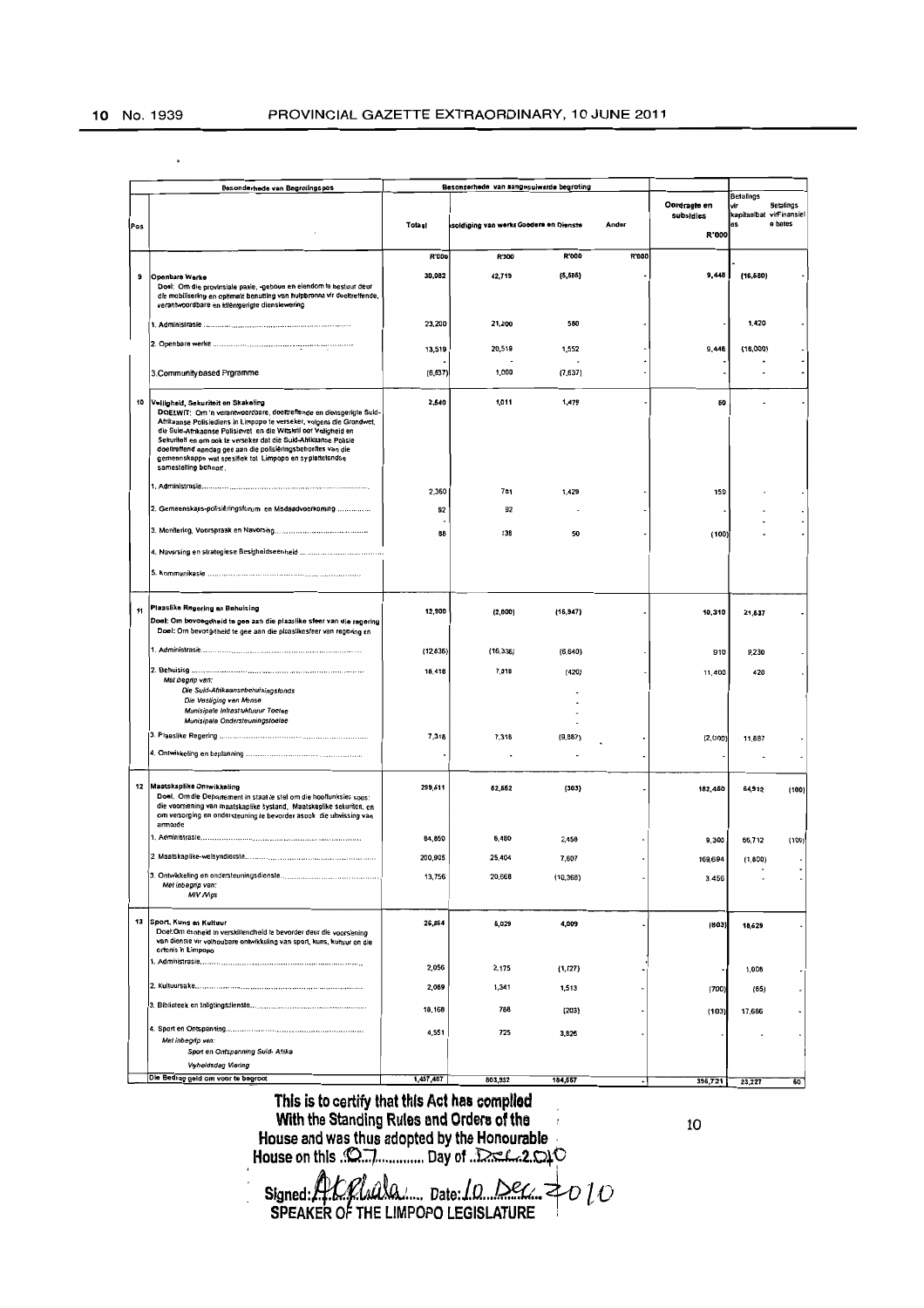| Pos | Besonderhede van Begrotingspos | Besonderhede van aangesuiwerde begroting | | | | Oordragte en subsidies | Betalings vir kapitaalbates | Betalings vir Finansiele bates |
|---|---|---|---|---|---|---|---|---|
| | | Totaal | Besoldiging van werknemers | Goedere en Dienste | Ander | R'000 | | |
| | | R'000 | R'000 | R'000 | R'000 | | | |
| 9 | **Openbare Werke**<br>Doel: Om die provinsiale paaie, -geboue en eiendom te bestuur deur die mobilisering en optimale benutting van hulpbronne vir doeltreffende, verantwoordbare en kliëntgerigte dienslewering | 30,082 | 42,719 | (5,505) | - | 9,448 | (16,580) | - |
| | 1. Administrasie | 23,200 | 21,200 | 580 | - | - | 1,420 | - |
| | 2. Openbare werke | 13,519 | 20,519 | 1,552 | - | 9,448 | (18,000) | - |
| | 3.Community based Prgramme | (6,637) | 1,000 | (7,637) | - | - | - | - |
| 10 | **Veiligheid, Sekuriteit en Skakeling**<br>DOELWIT: Om 'n verantwoordbare, doeltreffende en diensgerigte Suid-Afrikaanse Polisiediens in Limpopo te verseker, volgens die Grondwet, die Suid-Afrikaanse Polisiewet en die Witskrif oor Veiligheid en Sekuriteit en om ook te verseker dat die Suid-Afrikaanse Polisie doeltreffend aandag gee aan die polisiëringsbehoeftes van die gemeenskappe wat spesifiek tot Limpopo en sy plattelandse samestelling behoort. | 2,540 | 1,011 | 1,479 | - | 50 | - | - |
| | 1. Administrasie | 2,360 | 781 | 1,429 | - | 150 | - | - |
| | 2. Gemeenskaps-polisiëringsforum en Misdaadvoorkoming | 92 | 92 | - | - | - | - | - |
| | 3. Monitering, Voorspraak en Navorsing | 88 | 138 | 50 | - | (100) | - | - |
| | 4. Navorsing en strategiese Besigheidseenheid | | | | | | | |
| | 5. Kommunikasie | | | | | | | |
| 11 | **Plaaslike Regering en Behuising**<br>Doel: Om bevoegdheid te gee aan die plaaslike sfeer van die regering<br>Doel: Om bevoegdheid te gee aan die plaaslikesfeer van regering en | 12,900 | (2,000) | (16,947) | - | 10,310 | 21,537 | - |
| | 1. Administrasie | (12,636) | (16,336) | (6,640) | - | 910 | 9,230 | - |
| | 2. Behuising<br>*Met begrip van:*<br>*Die Suid-Afrikaansebehuisingsfonds*<br>*Die Vestiging van Mense*<br>*Munisipale Infrastruktuur Toelae*<br>*Munisipale Ondersteuningstoelae* | 18,418 | 7,018 | (420) | - | 11,400 | 420 | - |
| | 3. Plaaslike Regering | 7,318 | 7,318 | (9,887) | - | (2,000) | 11,887 | - |
| | 4. Ontwikkeling en beplanning | - | - | - | - | - | - | - |
| 12 | **Maatskaplike Ontwikkeling**<br>Doel: Om die Departement in staat te stel om die hooffunksies soos: die voorsiening van maatskaplike bystand, Maatskaplike sekuriteit, en om versorging en ondersteuning te bevorder asook die uitwissing van armoede | 299,511 | 52,552 | (303) | - | 182,450 | 64,912 | (100) |
| | 1. Administrasie | 84,850 | 6,480 | 2,458 | - | 9,300 | 66,712 | (100) |
| | 2. Maatskaplike-welsyndienste | 200,905 | 25,404 | 7,607 | - | 169,694 | (1,800) | - |
| | 3. Ontwikkeling en ondersteuningsdienste<br>*Met inbegrip van:*<br>*MIV /Vigs* | 13,756 | 20,668 | (10,368) | - | 3,456 | - | - |
| 13 | **Sport, Kuns en Kultuur**<br>Doel:Om eenheid in verskillendheid te bevorder deur die voorsiening van dienste vir volhoubare ontwikkeling van sport, kuns, kultuur en die erfenis in Limpopo | 26,864 | 5,029 | 4,009 | - | (803) | 18,629 | - |
| | 1. Administrasie | 2,056 | 2,175 | (1,127) | - | - | 1,008 | - |
| | 2. Kultuursake | 2,089 | 1,341 | 1,513 | - | (700) | (65) | - |
| | 3. Biblioteek en Inligtingsdienste | 18,168 | 788 | (203) | - | (103) | 17,686 | - |
| | 4. Sport en Ontspanning<br>*Met inbegrip van:*<br>*Sport en Ontspanning Suid- Afrika*<br>*Vryheidsdag Viering* | 4,551 | 725 | 3,826 | - | - | - | - |
| | Die Bedrag geld om voor te begroot | 1,457,487 | 803,932 | 184,567 | - | 395,721 | 23,227 | 60 |

**This is to certify that this Act has complied With the Standing Rules and Orders of the House and was thus adopted by the Honourable House on this .07........... Day of ..Dec 2010**

**Signed:** ............ **Date:** 10 Dec 2010
**SPEAKER OF THE LIMPOPO LEGISLATURE**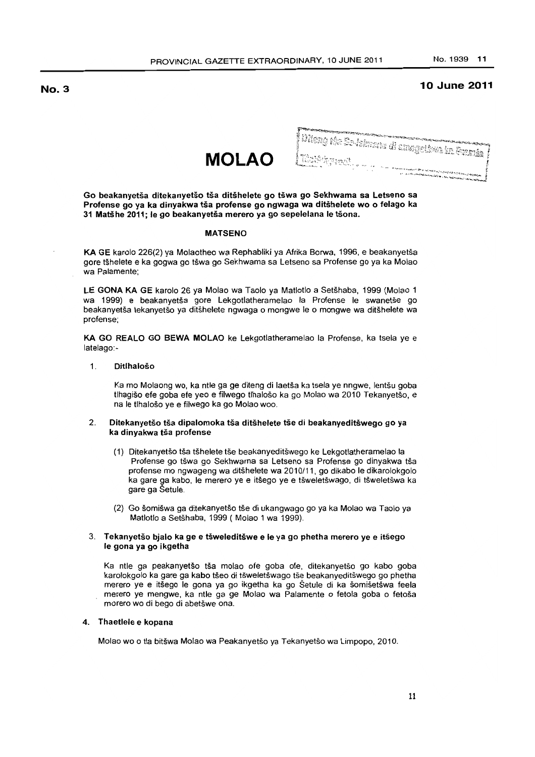**No. 3** **10 June 2011**

# MOLAO

**Go beakanyetša ditekanyetšo tša ditšhelete go tšwa go Sekhwama sa Letseno sa Profense go ya ka dinyakwa tša profense go ngwaga wa ditšhelete wo o felago ka 31 Matšhe 2011; le go beakanyetša merero ya go sepelelana le tšona.**

## MATSENO

**KA GE** karolo 226(2) ya Molaotheo wa Rephabliki ya Afrika Borwa, 1996, e beakanyetša gore tšhelete e ka gogwa go tšwa go Sekhwama sa Letseno sa Profense go ya ka Molao wa Palamente;

**LE GONA KA GE** karolo 26 ya Molao wa Taolo ya Matlotlo a Setšhaba, 1999 (Molao 1 wa 1999) e beakanyetša gore Lekgotlatheramelao la Profense le swanetše go beakanyetša tekanyetšo ya ditšhelete ngwaga o mongwe le o mongwe wa ditšhelete wa profense;

**KA GO REALO GO BEWA MOLAO** ke Lekgotlatheramelao la Profense, ka tsela ye e latelago:-

1. **Ditlhalošo**

   Ka mo Molaong wo, ka ntle ga ge diteng di laetša ka tsela ye nngwe, lentšu goba tlhagišo efe goba efe yeo e filwego tlhalošo ka go Molao wa 2010 Tekanyetšo, e na le tlhalošo ye e filwego ka go Molao woo.

2. **Ditekanyetšo tša dipalomoka tša ditšhelete tše di beakanyeditšwego go ya ka dinyakwa tša profense**

   (1) Ditekanyetšo tša tšhelete tše beakanyeditšwego ke Lekgotlatheramelao la Profense go tšwa go Sekhwama sa Letseno sa Profense go dinyakwa tša profense mo ngwageng wa ditšhelete wa 2010/11, go dikabo le dikarolokgolo ka gare ga kabo, le merero ye e itšego ye e tšweletšwago, di tšweletšwa ka gare ga Šetule.

   (2) Go šomišwa ga ditekanyetšo tše di ukangwago go ya ka Molao wa Taolo ya Matlotlo a Setšhaba, 1999 ( Molao 1 wa 1999).

3. **Tekanyetšo bjalo ka ge e tšweleditšwe e le ya go phetha merero ye e itšego le gona ya go ikgetha**

   Ka ntle ga peakanyetšo tša molao efe goba efe, ditekanyetšo go kabo goba karolokgolo ka gare ga kabo tšeo di tšweletšwago tše beakanyeditšwego go phetha merero ye e itšego le gona ya go ikgetha ka go Šetule di ka šomišetšwa feela merero ye mengwe, ka ntle ga ge Molao wa Palamente o fetola goba o fetoša morero wo di bego di abetšwe ona.

4. **Thaetlele e kopana**

   Molao wo o tla bitšwa Molao wa Peakanyetšo ya Tekanyetšo wa Limpopo, 2010.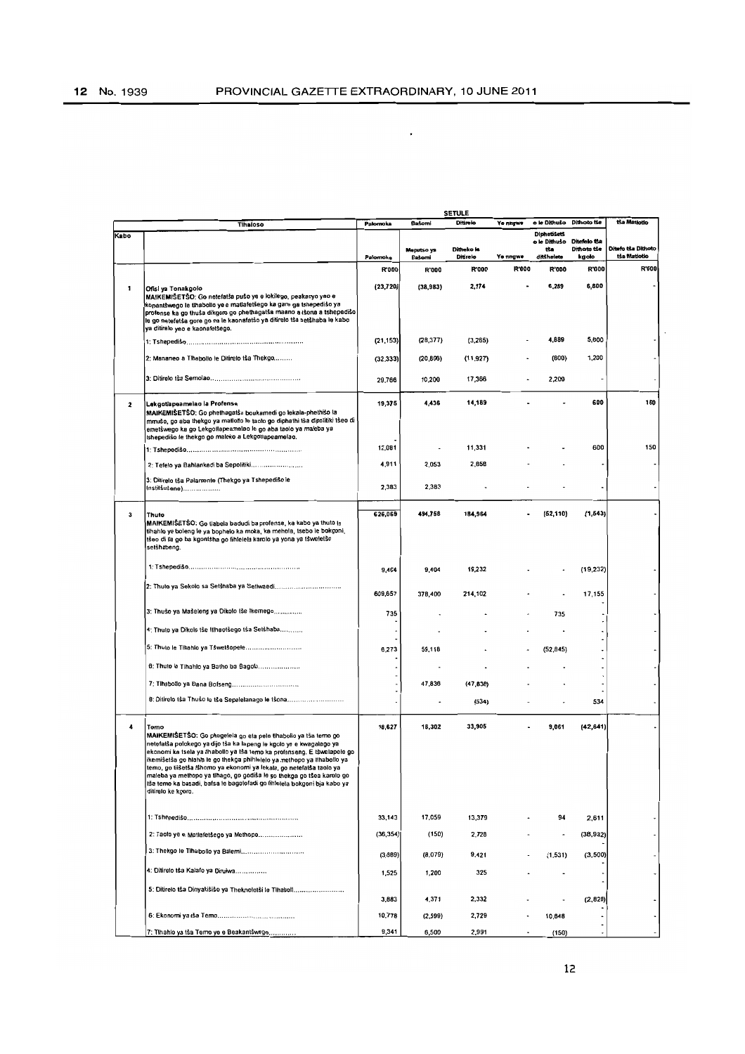| Tlhaloso | | SETULE | | | | | | |
|---|---|---|---|---|---|---|---|---|
| | | Palomoka | Bašomi | Ditirelo | Ye nngwe | e le Dithušo | Dithoto tše | tša Matlotlo |
| Kabo | | Palomoka | Meputso ya Bašomi | Ditheko le Ditirelo | Ye nngwe | Diphetišetšo le Dithušo tša ditšhelete | Ditefelo tša Dithoto tše kgolo | Ditefo tša Dithoto tša Matlotlo |
| | | R'000 | R'000 | R'000 | R'000 | R'000 | R'000 | R'000 |
| 1 | Ofisi ya Tonakgolo<br>MAIKEMIŠETŠO: Go netefatša pušo ye e lokilego, peakanyo yeo e kopantšwego le tlhabollo ye e matlafetšego ka ga go tshepedišo ya profense ka go thuša dikgoro go phethagatša maano a tšona a tshepedišo le go netefatša gore go na le kaonafatšo ya ditirelo tša setšhaba le kabo ya ditirelo yeo e kaonafetšego. | (23,720) | (38,983) | 2,174 | - | 6,289 | 6,800 | - |
| | 1: Tshepedišo | (21,153) | (28,377) | (3,265) | - | 4,889 | 5,600 | - |
| | 2: Mananeo a Tlhabollo le Ditirelo tša Thekgo | (32,333) | (20,806) | (11,927) | - | (800) | 1,200 | - |
| | 3: Ditirelo tša Semolao | 29,766 | 10,200 | 17,366 | - | 2,200 | - | - |
| 2 | Lekgotlapeamelao la Profense<br>MAIKEMIŠETŠO: Go phethagatša boukamedi go lekala-phethišo la mmušo, go aba thekgo ya matlotlo le taolo go diphathi tša dipolitiki tšeo di emetšwego ka go Lekgotlapeamelao le go aba taolo ya maleba ya tshepedišo le thekgo go maloko a Lekgotlapeamelao. | 19,375 | 4,436 | 14,189 | - | - | 600 | 150 |
| | 1: Tshepedišo | 12,081 | - | 11,331 | - | - | 600 | 150 |
| | 2: Tefelo ya Bahlankedi ba Sepolitiki | 4,911 | 2,053 | 2,858 | - | - | - | - |
| | 3: Ditirelo tša Palamente (Thekgo ya Tshepedišo le Institšušene) | 2,383 | 2,383 | - | - | - | - | - |
| 3 | Thuto<br>MAIKEMIŠETŠO: Go tlabela badudi ba profense, ka kabo ya thuto le tlhahlo ye boleng le ye bophelo ka moka, ka mehola, tsebo le bokgoni, tšeo di tla go ba kgontšha go fihlelela karolo ya yona ya tšweletšo setšhabeng. | 626,069 | 494,768 | 184,964 | - | (52,110) | (1,543) | - |
| | 1: Tshepedišo | 9,404 | 9,404 | 19,232 | - | - | (19,232) | - |
| | 2: Thuto ya Sekolo sa Setšhaba ya Setlwaedi | 609,657 | 378,400 | 214,102 | - | - | 17,155 | - |
| | 3: Thušo ya Mašeleng ya Dikolo tše Ikemego | 735 | - | - | - | 735 | - | - |
| | 4: Thuto ya Dikolo tše Itlhaotšego tša Setšhaba | - | - | - | - | - | - | - |
| | 5: Thuto le Tlhahlo ya Tšwelšopele | 6,273 | 59,118 | - | - | (52,845) | - | - |
| | 6: Thuto le Tlhahlo ya Batho ba Bagolo | - | - | - | - | - | - | - |
| | 7: Tlhabollo ya Bana Bofseng | - | 47,836 | (47,836) | - | - | - | - |
| | 8: Ditirelo tša Thušo le tše Sepelelanago le tšona | - | - | (534) | - | - | 534 | - |
| 4 | Temo<br>MAIKEMIŠETŠO: Go phegelela go eta pele tlhabollo ya tša temo go netefatša polokego ya dijo tša ka lapeng le kgolo ye e kwagalago ya ekonomi ka tsela ya tlhabollo ya tša temo ka profenseng. E tšwelapele go ikemišetša go hlahla le go thekga phihlelelo ya methopo ya tlhabollo ya temo, go tiišetša tšhomo ya ekonomi ya lekale, go netefatša taolo ya maleba ya methopo ya tlhago, go godiša le go thekga go tšea karolo go tše temo ka basadi, bafsa le bagolofadi go fihlelela bokgoni bja kabo ya ditirelo ke kgoro. | 18,627 | 18,302 | 33,905 | - | 9,061 | (42,641) | - |
| | 1: Tshepedišo | 33,143 | 17,059 | 13,379 | - | 94 | 2,611 | - |
| | 2: Taolo ye e Matlafetšego ya Methopo | (36,354) | (150) | 2,728 | - | - | (38,932) | - |
| | 3: Thekgo le Tlhabollo ya Balemi | (3,889) | (8,079) | 9,421 | - | (1,531) | (3,500) | - |
| | 4: Ditirelo tša Kalafo ya Diruiwa | 1,525 | 1,200 | 325 | - | - | - | - |
| | 5: Ditirelo tša Dinyakišišo ya Theknolotši le Tlhabolo | 3,883 | 4,371 | 2,332 | - | - | (2,820) | - |
| | 6: Ekonomi ya tša Temo | 10,778 | (2,599) | 2,729 | - | 10,648 | - | - |
| | 7: Tlhahlo ya tša Temo ye e Beakantšwego | 9,341 | 6,500 | 2,991 | - | (150) | - | - |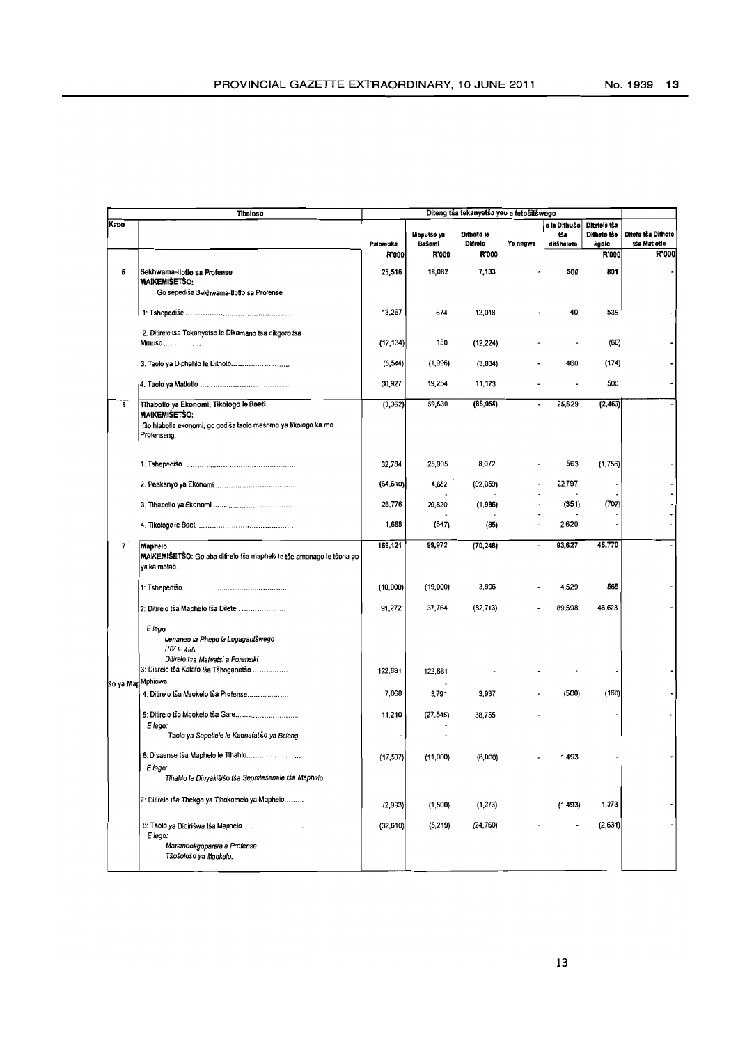| Kabo | Tlhaloso | Ditseng tša tekanyetšo yeo e fetošitšwego | | | | | | |
|---|---|---|---|---|---|---|---|---|
| | | Palomoka | Meputso ya Bašomi | Ditheko le Ditirelo | Ye nngwe | o le Dithušo tša ditšhelete | Ditsefelo tša Dithoto tše agolo | Ditefo tša Dithoto tša Matlotlo |
| | | R'000 | R'000 | R'000 | | | R'000 | R'000 |
| 5 | **Sekhwama-tlotlo sa Profense**<br>**MAIKEMIŠETŠO:**<br>Go sepediša Sekhwama-tlotlo sa Profense | 26,516 | 18,082 | 7,133 | - | 500 | 801 | - |
| | 1: Tshepedišo ..................................... | 13,267 | 674 | 12,018 | - | 40 | 535 | - |
| | 2. Ditirelo tsa Tekanyetso le Dikamano tsa dikgoro tsa Mmuso ................. | (12,134) | 150 | (12,224) | - | - | (60) | - |
| | 3. Taolo ya Diphahlo le Dithoto.......................... | (5,544) | (1,996) | (3,834) | - | 460 | (174) | - |
| | 4. Taolo ya Matlotlo ..................................... | 30,927 | 19,254 | 11,173 | - | - | 500 | - |
| 6 | **Tlhabollo ya Ekonomi, Tikologo le Boeti**<br>**MAIKEMIŠETŠO:**<br>Go hlabolla ekonomi, go godiša taolo mešomo ya tikologo ka mo Profenseng. | (3,362) | 59,530 | (86,058) | - | 25,629 | (2,463) | - |
| | 1. Tshepedišo ..................................... | 32,784 | 25,905 | 8,072 | - | 563 | (1,756) | - |
| | 2. Peakanyo ya Ekonomi ..................................... | (64,610) | 4,652 | (92,059) | - | 22,797 | - | - |
| | 3. Tlhabollo ya Ekonomi ..................................... | 26,776 | 29,820 | (1,986) | - | (351) | (707) | - |
| | 4. Tikologo le Boeti ..................................... | 1,688 | (847) | (85) | - | 2,620 | - | - |
| 7 | **Maphelo**<br>**MAIKEMIŠETŠO:** Go aba ditirelo tša maphelo le tše amanago le tšona go ya ka molao. | 169,121 | 99,972 | (70,248) | - | 93,627 | 45,770 | - |
| | 1: Tshepedišo ..................................... | (10,000) | (19,000) | 3,906 | - | 4,529 | 565 | - |
| | 2: Ditirelo tša Maphelo tša Dilete ..................... | 91,272 | 37,764 | (82,713) | - | 89,598 | 46,623 | - |
| | *E lego:*<br>*Lenaneo la Phepo le Logagantšwego*<br>*HIV le Aids*<br>*Ditirelo tsa Malwetsi a Forensiki* | | | | | | | |
| | 3: Ditirelo tša Kalafo tša Tšhoganetšo ................ | 122,681 | 122,681 | - | - | - | - | - |
| šo ya Mapl | Mphiowa | | | | | | | |
| | 4: Ditirelo tša Maokelo tša Profense.................... | 7,068 | 3,791 | 3,937 | - | (500) | (160) | - |
| | 5: Ditirelo tša Maokelo tša Gare.......................<br>*E lego:*<br>*Taolo ya Sepetlele le Kaonafatšo ya Boleng* | 11,210 | (27,545) | 38,755 | - | - | - | - |
| | 6: Disaense tša Maphelo le Tlhahlo.......................<br>*E lego:*<br>*Tlhahlo le Dinyakišišo tša Seprofešenale tša Maphelo* | (17,507) | (11,000) | (8,000) | - | 1,493 | - | - |
| | 7: Ditirelo tša Thekgo ya Tlhokomelo ya Maphelo......... | (2,993) | (1,500) | (1,373) | - | (1,493) | 1,373 | - |
| | 8: Taolo ya Didirišwa tša Maphelo..........................<br>*E lego:*<br>*Mananeokgoparara a Profense*<br>*Tšošološo ya Maokelo.* | (32,610) | (5,219) | (24,760) | - | - | (2,631) | - |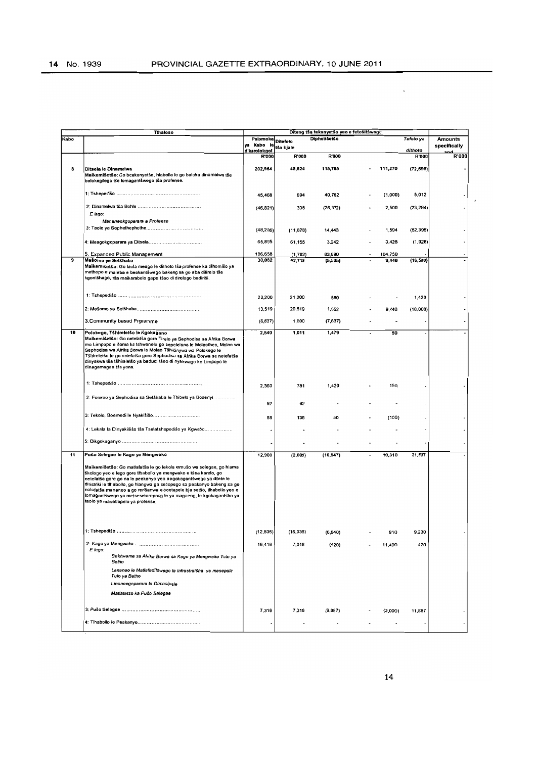| Tlhaloso | | Ditong tša tekanyetšo yeo e fetošitšwego | | | | | | |
|---|---|---|---|---|---|---|---|---|
| Kabo | | Palomoka ya Kabo le dikarolokgol | Ditefelo tša bjale | Diphetišetšo | | | Tefelo ya dithoto | Amounts specifically and |
| | | R'000 | R'000 | R'000 | | | R'000 | R'000 |
| 8 | **Ditsela le Dinamelwa**<br>**Maikemišetšo:** Go beakanyetša, hlabolla le go boloka dinamelwa tše bolokegilego tše lomagantšwego tša profense. | 202,964 | 48,524 | 115,765 | - | 111,270 | (72,595) | - |
| | 1: Tshepedišo ........................................................ | 45,468 | 694 | 40,762 | - | (1,000) | 5,012 | - |
| | 2: Dinamelwa tša Bohle ........................................<br>*E lego:*<br>*Mananeokgoparara a Profense* | (46,821) | 335 | (26,372) | - | 2,500 | (23,284) | - |
| | 3: Taolo ya Sephethephethe.......................................... | (48,236) | (11,878) | 14,443 | - | 1,594 | (52,395) | - |
| | 4: Meagokgoparara ya Ditsela.......................................... | 65,895 | 61,155 | 3,242 | - | 3,426 | (1,928) | - |
| | 5. Expanded Public Management | 186,658 | (1,782) | 83,690 | - | 104,750 | - | - |
| 9 | **Mešomo ya Setšhaba**<br>**Maikemišetšo:** Go laola meago le dithoto tša profense ka tšhomišo ya methopo e maleba e beakantšwego bakeng sa go aba ditirelo tše kgontšhago, tša maikarabelo gape tšeo di direlago badiriši. | 30,052 | 42,719 | (5,505) | - | 9,448 | (16,580) | - |
| | 1: Tshepedišo ........................................................ | 23,200 | 21,200 | 580 | - | - | 1,420 | - |
| | 2: Mešomo ya Setšhaba.......................................... | 13,519 | 20,519 | 1,552 | - | 9,448 | (18,000) | - |
| | 3.Community based Prgramme | (6,637) | 1,000 | (7,637) | - | - | - | - |
| 10 | **Polokego, Tšhireletšo le Kgokagano**<br>**Maikemišetšo:** Go netefatša gore Tirelo ya Sephodisa sa Afrika Borwa mo Limpopo e šoma ka tshwanelo go sepelelana le Molaotheo, Molao wa Sephodisa wa Afrika Borwa le Molao Tšhišinywa wa Polokego le Tšhireletšo le go netefatša gore Sephodisa sa Afrika Borwa se netefatša dinyakwa tša tšhireletšo ya badudi tšeo di nyakwago ke Limpopo le dinagamagae tša yona. | 2,540 | 1,011 | 1,479 | - | 50 | - | - |
| | 1: Tshepedišo ........................................................ | 2,360 | 781 | 1,429 | - | 150 | - | - |
| | 2: Foramo ya Sephodisa sa Setšhaba le Thibelo ya Bosenyi............... | 92 | 92 | - | - | - | - | - |
| | 3: Tekolo, Boemedi le Nyakišišo.......................................... | 88 | 138 | 50 | - | (100) | - | - |
| | 4: Lekala la Dinyakišišo tša Tselatshepedišo ya Kgwebo.................. | - | - | - | - | - | - | - |
| | 5: Dikgokaganyo ........................................................ | - | - | - | - | - | - | - |
| 11 | **Pušo Selegae le Kago ya Mengwako**<br>**Maikemišetšo:** Go matlafatša le go lekola mmušo wa selegae, go hlama tikologo yeo e lego gore tlhabollo ya mengwako e tšea karolo, go netefatša gore go na le peakanyo yeo e kgokagantšwego ya dilete le dimasepala ditšhabeng le tlhabollo, go hlangwa ga sebopego sa peakanyo bakeng sa go nolofatša mananeo a go renšanwa a boetapele bja setšo, tlhabollo yeo e lomagantšwego ya metsesetoropong le ya magaeng, le kgokagantšho ya taolo ya masetlapelo ya profense. | 12,900 | (2,000) | (16,947) | - | 10,310 | 21,537 | - |
| | 1: Tshepedišo ........................................................ | (12,836) | (16,336) | (6,640) | - | 910 | 9,230 | - |
| | 2: Kago ya Mengwako ..........................................<br>*E lego:*<br>*Sekhwama sa Afrika Borwa sa Kago ya Mengwako Tulo ya Batho*<br>*Lenaneo la Matlafaditšwego la infrastratšha ya masepala Tulo ya Batho*<br>*Linaneogoparara la Dimasipale*<br>*Matlafatšo ka Pušo Selegae* | 18,418 | 7,018 | (420) | - | 11,400 | 420 | - |
| | 3: Pušo Selegae ........................................................ | 7,318 | 7,318 | (9,887) | - | (2,000) | 11,887 | - |
| | 4: Tlhabollo le Peakanyo.......................................... | - | - | - | - | - | - | - |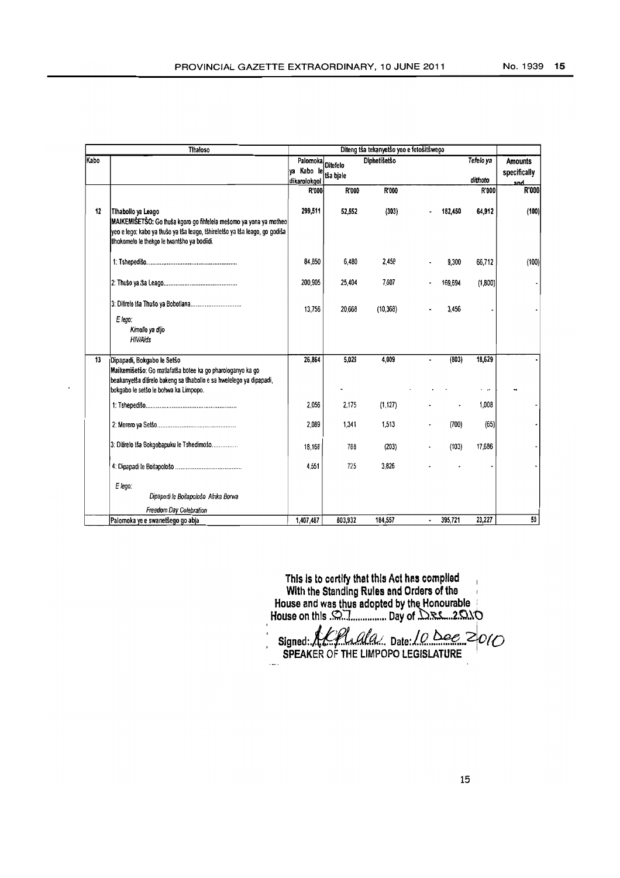| Tlhaloso | | Diteng tša tekanyetšo yeo e fetošitšwego | | | | | |
|---|---|---|---|---|---|---|---|
| Kabo | | Palomoka ya Kabo le dikarolokgol | Ditefelo tša bjale | Diphetišetšo | | Tefelo ya dithoto | Amounts specifically and |
| | | R'000 | R'000 | R'000 | | R'000 | R'000 |
| 12 | Tlhabollo ya Leago<br>MAIKEMIŠETŠO: Go thuša kgoro go fihlelela mešomo ya yona ya motheo yeo e lego: kabo ya thušo ya tša leago, tšhireletšo ya tša leago, go godiša tlhokomelo le thekgo le twantšho ya bodiidi. | 299,511 | 52,552 | (303) | - 182,450 | 64,912 | (100) |
| | 1: Tshepedišo | 84,850 | 6,480 | 2,458 | - 9,300 | 66,712 | (100) |
| | 2: Thušo ya tša Leago | 200,905 | 25,404 | 7,607 | - 169,694 | (1,800) | - |
| | 3: Ditirelo tša Thušo ya Bobotlana | 13,756 | 20,668 | (10,368) | - 3,456 | - | - |
| | *E lego:*<br>*Kimollo ya dijo*<br>*HIV/Aids* | | | | | | |
| 13 | Dipapadi, Bokgabo le Setšo<br>Maikemišetšo: Go matlafatša botee ka go pharologanyo ka go beakanyetša ditirelo bakeng sa tlhabollo e sa hwelelego ya dipapadi, bokgabo le setšo le bohwa ka Limpopo. | 26,864 | 5,029 | 4,009 | - (803) | 18,629 | - |
| | 1: Tshepedišo | 2,056 | 2,175 | (1,127) | - | 1,008 | - |
| | 2: Merero ya Setšo | 2,089 | 1,341 | 1,513 | - (700) | (65) | - |
| | 3: Ditirelo tša Bokgobapuku le Tshedimošo | 18,168 | 788 | (203) | - (103) | 17,686 | - |
| | 4: Dipapadi le Boitapološo | 4,551 | 725 | 3,826 | - | - | - |
| | *E lego:*<br>*Dipapadi le Boitapološo Afrika Borwa*<br>*Freedom Day Celebration* | | | | | | |
| | Palomoka ye e swanetšego go abja | 1,407,487 | 803,932 | 184,557 | - 395,721 | 23,227 | 50 |

This is to certify that this Act has complied With the Standing Rules and Orders of the House and was thus adopted by the Honourable House on this 07 Day of Dec 2010

Signed: [signature] Date: 10 Dec 2010
SPEAKER OF THE LIMPOPO LEGISLATURE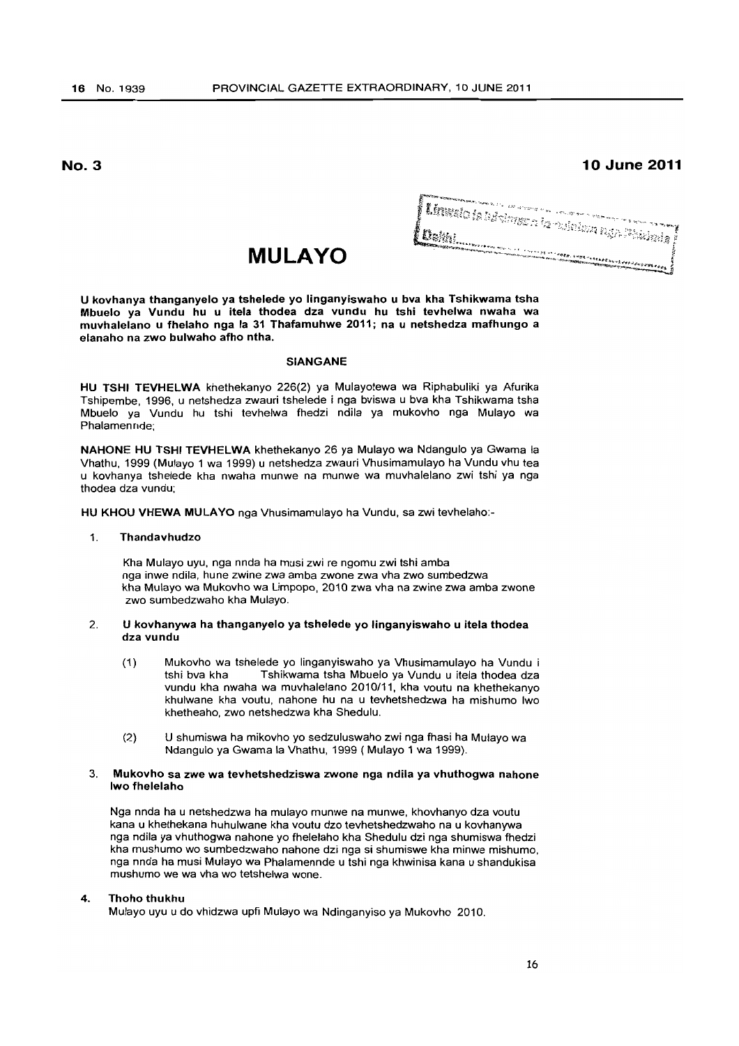**No. 3**

**10 June 2011**

Linwalo la Mulayo ... la ndaulwa nga Phalaladza
Datshi...

# MULAYO

**U kovhanya thanganyelo ya tshelede yo linganyiswaho u bva kha Tshikwama tsha Mbuelo ya Vundu hu u itela thodea dza vundu hu tshi tevhelwa nwaha wa muvhalelano u fhelaho nga la 31 Thafamuhwe 2011; na u netshedza mafhungo a elanaho na zwo bulwaho afho ntha.**

## SIANGANE

**HU TSHI TEVHELWA** khethekanyo 226(2) ya Mulayotewa wa Riphabuliki ya Afurika Tshipembe, 1996, u netshedza zwauri tshelede i nga bviswa u bva kha Tshikwama tsha Mbuelo ya Vundu hu tshi tevhelwa fhedzi ndila ya mukovho nga Mulayo wa Phalamennde;

**NAHONE HU TSHI TEVHELWA** khethekanyo 26 ya Mulayo wa Ndangulo ya Gwama la Vhathu, 1999 (Mulayo 1 wa 1999) u netshedza zwauri Vhusimamulayo ha Vundu vhu tea u kovhanya tshelede kha nwaha munwe na munwe wa muvhalelano zwi tshi ya nga thodea dza vundu;

**HU KHOU VHEWA MULAYO** nga Vhusimamulayo ha Vundu, sa zwi tevhelaho:-

1. **Thandavhudzo**

   Kha Mulayo uyu, nga nnda ha musi zwi re ngomu zwi tshi amba nga inwe ndila, hune zwine zwa amba zwone zwa vha zwo sumbedzwa kha Mulayo wa Mukovho wa Limpopo, 2010 zwa vha na zwine zwa amba zwone zwo sumbedzwaho kha Mulayo.

2. **U kovhanywa ha thanganyelo ya tshelede yo linganyiswaho u itela thodea dza vundu**

   (1) Mukovho wa tshelede yo linganyiswaho ya Vhusimamulayo ha Vundu i tshi bva kha Tshikwama tsha Mbuelo ya Vundu u itela thodea dza vundu kha nwaha wa muvhalelano 2010/11, kha voutu na khethekanyo khulwane kha voutu, nahone hu na u tevhetshedzwa ha mishumo lwo khetheaho, zwo netshedzwa kha Shedulu.

   (2) U shumiswa ha mikovho yo sedzuluswaho zwi nga fhasi ha Mulayo wa Ndangulo ya Gwama la Vhathu, 1999 ( Mulayo 1 wa 1999).

3. **Mukovho sa zwe wa tevhetshedziswa zwone nga ndila ya vhuthogwa nahone lwo fhelelaho**

   Nga nnda ha u netshedzwa ha mulayo munwe na munwe, khovhanyo dza voutu kana u khethekana huhulwane kha voutu dzo tevhetshedzwaho na u kovhanywa nga ndila ya vhuthogwa nahone yo fhelelaho kha Shedulu dzi nga shumiswa fhedzi kha mushumo wo sumbedzwaho nahone dzi nga si shumiswe kha minwe mishumo, nga nnda ha musi Mulayo wa Phalamennde u tshi nga khwinisa kana u shandukisa mushumo we wa vha wo tetshelwa wone.

4. **Thoho thukhu**

   Mulayo uyu u do vhidzwa upfi Mulayo wa Ndinganyiso ya Mukovho 2010.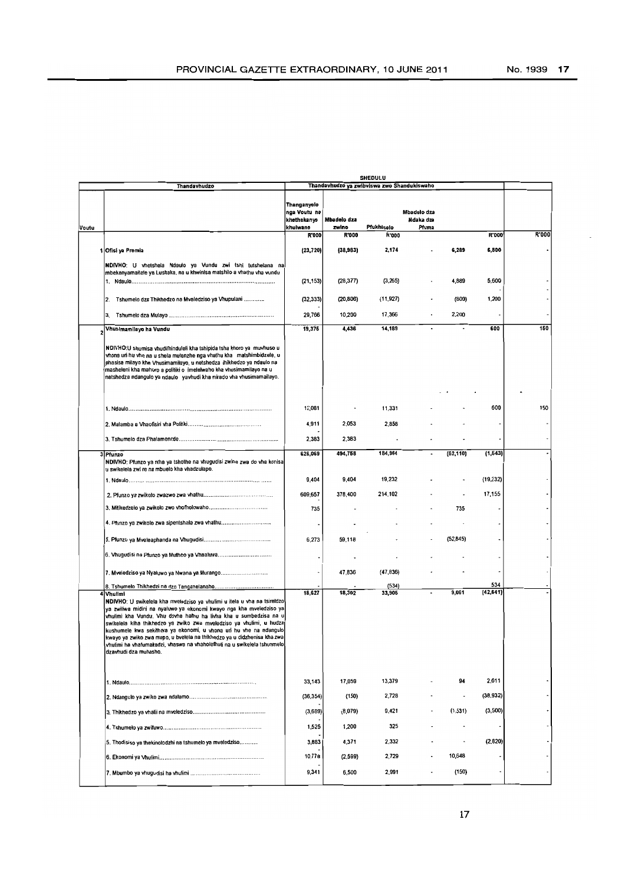| Voutu | Thandavhudzo | SHEDULU Thandavhudzo ya zwibviswa zwo Shandukiswaho | | | | | | |
|---|---|---|---|---|---|---|---|---|
| | | Thanganyelo nga Voutu na khethekanyo khulwane | Mbadelo dza zwine | Pfukhiselo | Mbadelo dza Ndaka dza Pfuma | | | |
| | | R'000 | R'000 | R'000 | | | R'000 | R'000 |
| 1 | Ofisi ya Premia | (23,720) | (38,983) | 2,174 | - | 6,289 | 6,800 | - |
| | NDIVHO: U vhetshela Ndaulo ya Vundu zwi tshi tutshelana na mbekanyamaitele ya Lushaka, na u khwinisa matshilo a vhathu vha vundu | | | | | | | |
| | 1. Ndaulo................ | (21,153) | (28,377) | (3,265) | - | 4,889 | 5,600 | - |
| | 2. Tshumelo dza Thikhedzo na Mveledziso ya Vhupulani ............ | (32,333) | (20,806) | (11,927) | - | (800) | 1,200 | - |
| | 3. Tshumelo dza Mulayo ................ | 29,766 | 10,200 | 17,366 | - | 2,200 | - | - |
| 2 | Vhusimamilayo ha Vundu | 19,376 | 4,436 | 14,189 | - | - | 600 | 150 |
| | NDIVHO:U shumisa vhudifhinduleli kha tshipida tsha khoro ya muvhuso u vhona uri hu vhe na u shela mulenzhe nga vhathu kha matshimbidzele, u phasisa milayo kha Vhusimamilayo, u netshedza zhikhedzo ya ndaulo na masheleni kha mahoro a politiki o imelelwaho kha vhusimamilayo na u netshedza ndangulo ya ndaulo yavhudi kha mirado vha vhusimamilayo. | | | | | | | |
| | 1. Ndaulo................ | 12,081 | - | 11,331 | - | - | 600 | 150 |
| | 2. Malamba a Vhaofisiri vha Politiki................ | 4,911 | 2,053 | 2,858 | - | - | - | - |
| | 3. Tshumelo dza Phalamennde................ | 2,383 | 2,383 | - | - | - | - | - |
| 3 | Pfunzo | 626,069 | 494,758 | 184,964 | - | (52,110) | (1,543) | - |
| | NDIVHO: Pfunzo ya nthe ya tshothe na vhugudisi zwine zwa do vha konisa u swikelela zwi re na mbuelo kha vhadzulapo. | | | | | | | |
| | 1. Ndaulo................ | 9,404 | 9,404 | 19,232 | - | - | (19,232) | - |
| | 2. Pfunzo ya zwikolo zwazwo zwa vhathu................ | 609,657 | 378,400 | 214,102 | - | - | 17,155 | - |
| | 3. Mitikedzelo ya zwikolo zwo vhofholowaho................ | 735 | - | - | - | 735 | - | - |
| | 4. Pfunzo ya zwikolo zwa sipentshala zwa vhathu................ | - | - | - | - | - | - | - |
| | 5. Pfunzo ya Mveleaphanda na Vhugudisi................ | 6,273 | 59,118 | - | - | (52,845) | - | - |
| | 6. Vhugudisi na Pfunzo ya Mutheo ya Vhaaluwa................ | - | - | - | - | - | - | - |
| | 7. Mveledziso ya Nyaluwo ya Nwana ya Murango................ | - | 47,836 | (47,836) | - | - | - | - |
| | 8. Tshumelo Thikhedzi na dzo Tenganelanaho................ | - | - | (534) | - | - | 534 | - |
| 4 | Vhulimi | 18,627 | 18,302 | 33,905 | - | 9,061 | (42,641) | - |
| | NDIVHO: U swikelela kha mveledziso ya vhulimi u itela u vha na tsireledzo ya zwiliwa midini na nyaluwo ya ekonomi kwayo nga kha mveledziso ya vhulimi kha Vundu. Vhu dovha hafhu ha livha kha u sumbedzisa na u swikelela kha thikhedzo ya zwiko zwa mveledziso ya vhulimi, u hudza kushumele kwa sekithara ya ekonomi, u vhona uri hu vhe na ndangulo kwayo ya zwiko zwa mupo, u bvelela na thikhedzo ya u didzhenisa kha zwa vhulimi ha vhafumakadzi, vhaswa na vhaholefhali na u swikelela tshumelo dzavhudi dza muhasho. | | | | | | | |
| | 1. Ndaulo................ | 33,143 | 17,059 | 13,379 | - | 94 | 2,611 | - |
| | 2. Ndangulo ya zwiko zwa ndalamo................ | (36,354) | (150) | 2,728 | - | - | (38,932) | - |
| | 3. Thikhedzo ya vhalii na mveledziso................ | (3,689) | (8,079) | 9,421 | - | (1,531) | (3,500) | - |
| | 4. Tshumelo ya zwifuwo................ | 1,525 | 1,200 | 325 | - | - | - | - |
| | 5. Thodisiso ya thekinolodzhi na tshumelo ya mveledziso................ | 3,883 | 4,371 | 2,332 | - | - | (2,820) | - |
| | 6. Ekonomi ya Vhulimi................ | 10,778 | (2,599) | 2,729 | - | 10,648 | - | - |
| | 7. Mbumbo ya vhugudisi ha vhulimi................ | 9,341 | 6,500 | 2,991 | - | (150) | - | - |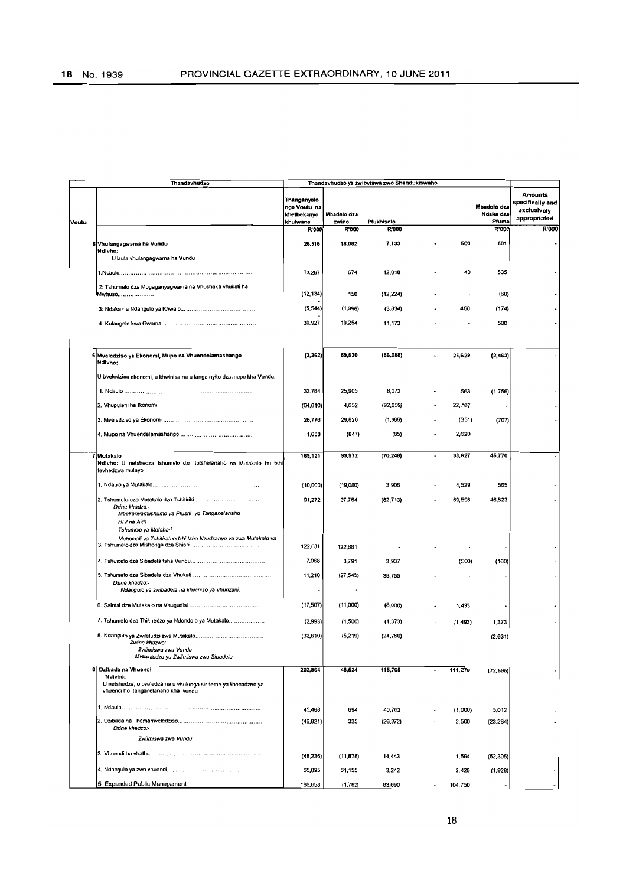| Voutu | Thandavhudzo | Thandavhudzo ya zwibviswa zwo Shandukiswaho | | | | | | |
|---|---|---|---|---|---|---|---|---|
| | | Thanganyelo nga Voutu na khethekanyo khulwane | Mbadelo dza zwino | Pfukhiselo | | | Mbadelo dza Ndaka dza Pfuma | Amounts specifically and exclusively appropriated |
| | | R'000 | R'000 | R'000 | | | R'000 | R'000 |
| 5 | **Vhulangagwama ha Vundu**<br>**Ndivho:**<br>U laula vhulangagwama ha Vundu | 26,516 | 18,082 | 7,133 | - | 800 | 501 | - |
| | 1.Ndaulo................ | 13,267 | 674 | 12,018 | - | 40 | 535 | - |
| | 2. Tshumelo dza Mugaganyagwama na Vhushaka vhukati ha Mivhuso.................. | (12,134) | 150 | (12,224) | - | - | (60) | - |
| | 3. Ndaka na Ndangulo ya Khwalo.................... | (5,544) | (1,996) | (3,834) | - | 460 | (174) | - |
| | 4. Kulangele kwa Gwama.................... | 30,927 | 19,254 | 11,173 | - | - | 500 | - |
| 6 | **Mveledziso ya Ekonomi, Mupo na Vhuendelamashango**<br>**Ndivho:**<br>U bveledzisa ekonomi, u khwinisa na u langa nyito dza mupo kha Vundu.. | (3,362) | 59,530 | (86,058) | - | 25,629 | (2,463) | - |
| | 1. Ndaulo .................... | 32,784 | 25,905 | 8,072 | - | 563 | (1,756) | - |
| | 2. Vhupulani ha Ikonomi | (64,610) | 4,652 | (92,059) | - | 22,797 | - | - |
| | 3. Mveledziso ya Ekonomi .................... | 26,776 | 29,820 | (1,986) | - | (351) | (707) | - |
| | 4. Mupo na Vhuendelamashango .................... | 1,688 | (847) | (85) | - | 2,620 | - | - |
| 7 | **Mutakalo**<br>**Ndivho:** U netshedza tshumelo dzi tutshelanaho na Mutakalo hu tshi tevhedzwa mulayo | 169,121 | 99,972 | (70,248) | - | 93,627 | 45,770 | - |
| | 1. Ndaulo ya Mutakalo.................... | (10,000) | (19,000) | 3,906 | - | 4,529 | 565 | - |
| | 2. Tshumelo dza Mutakalo dza Tshitiriki....................<br>*Dzine khadzo:-*<br>*Mbekanyamushumo ya Pfushi yo Tanganelanaho*<br>*HIV na Aids*<br>*Tshumelo ya Motshari*<br>*Mphonali ya Tshitirathedzhi tsha Nzudzanyo ya zwa Mutakalo ya* | 91,272 | 37,764 | (82,713) | - | 89,598 | 46,623 | - |
| | 3. Tshumelo dza Mishonga dza Shishi.................... | 122,681 | 122,681 | - | - | - | - | - |
| | 4. Tshumelo dza Sibadela tsha Vundu.................... | 7,068 | 3,791 | 3,937 | - | (500) | (160) | - |
| | 5. Tshumelo dza Sibadela dza Vhukati ....................<br>*Dzine khadzo:-*<br>*Ndangulo ya zwibadela na khwiniso ya vhunzani.* | 11,210 | (27,545) | 38,755 | - | - | - | - |
| | | - | - | | | | | |
| | 6. Saintsi dza Mutakalo na Vhugudisi .................... | (17,507) | (11,000) | (8,000) | - | 1,493 | - | - |
| | 7. Tshumelo dza Thikhedzo ya Ndondolo ya Mutakalo.................... | (2,993) | (1,500) | (1,373) | - | (1,493) | 1,373 | - |
| | 8. Ndangulo ya Zwileludzi zwa Mutakalo....................<br>*Zwine khazwo:*<br>*Zwiimiswa zwa Vundu*<br>*Mvusuludzo ya Zwiimiswa zwa Sibadela* | (32,610) | (5,219) | (24,760) | - | - | (2,631) | - |
| 8 | **Dzibada na Vhuendi**<br>**Ndivho:**<br>U netshedza, u bveledza na u vhulunga sisiteme ya khonadzeo ya vhuendi ho tanganelanaho kha vundu. | 202,964 | 48,524 | 115,765 | - | 111,270 | (72,595) | - |
| | 1. Ndaulo.................... | 45,468 | 694 | 40,762 | - | (1,000) | 5,012 | - |
| | 2. Dzibada na Themamveledziso....................<br>*Dzine khadzo:-*<br>*Zwiimiswa zwa Vundu* | (46,821) | 335 | (26,372) | - | 2,500 | (23,284) | - |
| | 3. Vhuendi ha vhathu.................... | (48,236) | (11,878) | 14,443 | - | 1,594 | (52,395) | - |
| | 4. Ndangulo ya zwa vhuendi. .................... | 65,895 | 61,155 | 3,242 | - | 3,426 | (1,928) | - |
| | 5. Expanded Public Management | 186,658 | (1,782) | 83,690 | - | 104,750 | - | - |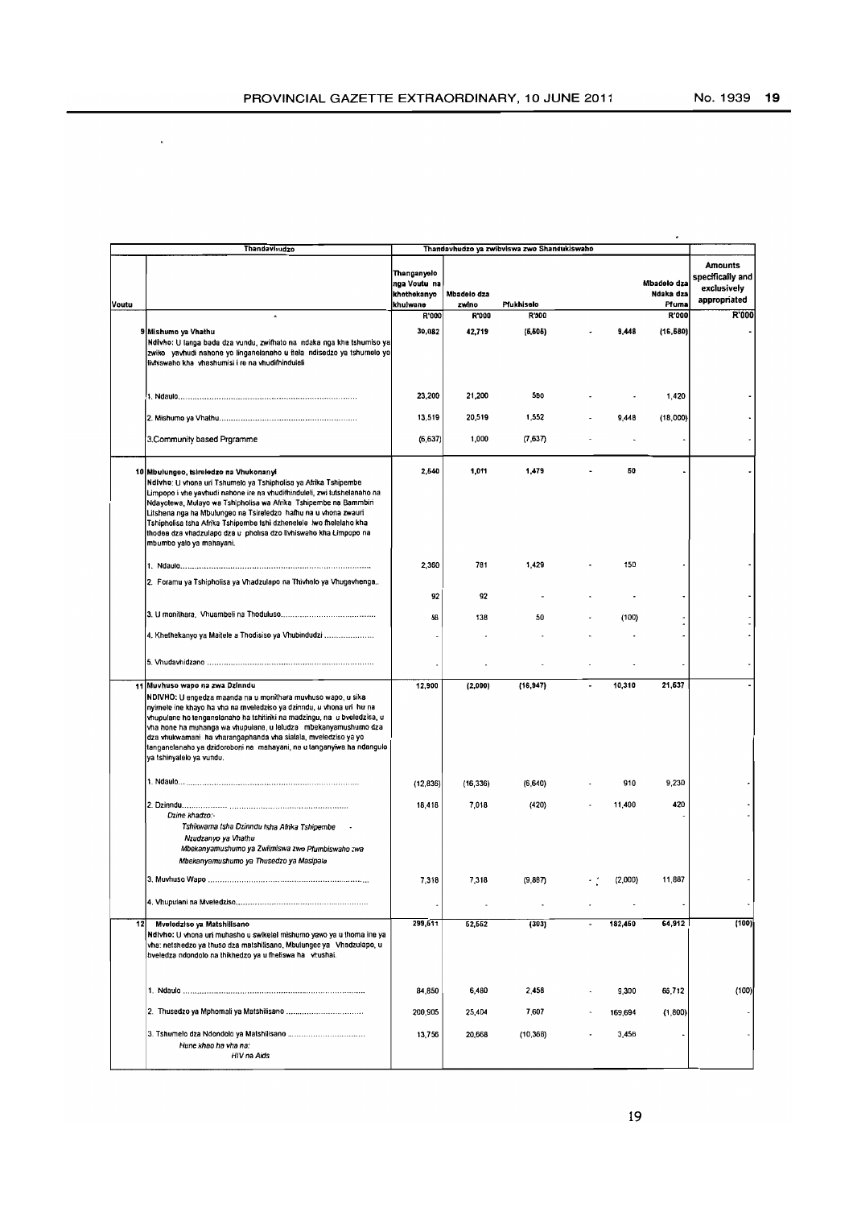| Voutu | Thandavhudzo | Thanganyelo nga Voutu na khethekanyo khulwane | Thandavhudzo ya zwibviswa zwo Shandukiswaho | | | | | Amounts specifically and exclusively appropriated |
|---|---|---|---|---|---|---|---|---|
| | | | Mbadelo dza zwino | Pfukhiselo | | | Mbadelo dza Ndaka dza Pfuma | |
| | | R'000 | R'000 | R'000 | | | R'000 | R'000 |
| 9 | **Mishumo ya Vhathu** Ndivho: U langa bada dza vundu, zwifhato na ndaka nga kha tshumiso ya zwiko yavhudi nahone yo linganelanaho u itela ndisedzo ya tshumelo yo livhiswaho kha vhashumisi i re na vhudifhinduleli | 30,082 | 42,719 | (5,505) | - | 9,448 | (16,580) | - |
| | 1. Ndaulo | 23,200 | 21,200 | 580 | - | - | 1,420 | - |
| | 2. Mishumo ya Vhathu | 13,519 | 20,519 | 1,552 | - | 9,448 | (18,000) | - |
| | 3.Community based Prgramme | (6,637) | 1,000 | (7,637) | - | - | - | - |
| 10 | **Mbulungeo, tsireledzo na Vhukonanyi** Ndivho: U vhona uri Tshumelo ya Tshipholisa ya Afrika Tshipembe Limpopo i vhe yavhudi nahone ire na vhudifhinduleli, zwi tutshelanaho na Ndayotewa, Mulayo wa Tshipholisa wa Afrika Tshipembe na Bammbiri Litshena nga ha Mbulungeo na Tsireledzo hafhu na u vhona zwauri Tshipholisa tsha Afrika Tshipembe Ishi dzhenelele lwo fhelelaho kha thodea dza vhadzulapo dza u pholisa dzo livhiswaho kha Limpopo na mbumbo yalo ya mahayani. | 2,540 | 1,011 | 1,479 | - | 50 | - | - |
| | 1. Ndaulo | 2,360 | 781 | 1,429 | - | 150 | - | - |
| | 2. Foramu ya Tshipholisa ya Vhadzulapo na Thivhelo ya Vhugevhenga | 92 | 92 | - | - | - | - | - |
| | 3. U monithara, Vhuambeli na Thoduluso | 88 | 138 | 50 | - | (100) | - | - |
| | 4. Khethekanyo ya Maitele a Thodisiso ya Vhubindudzi | - | - | - | - | - | - | - |
| | 5. Vhudavhidzano | - | - | - | - | - | - | - |
| 11 | **Muvhuso wapo na zwa Dzinndu** NDIVHO: U engedza maanda na u monithara muvhuso wapo, u sika nyimele ine khayo ha vha na mveledziso ya dzinndu, u vhona uri hu na vhupulane ho tenganelanaho ha tshitiniki na madzingu, na u bveledzisa, u vha hone ha muhanga wa vhupulane, u leludza mbekanyamushumo dza vhukwamani ha vharangaphanda vha sialala, mveledziso ya yo tenganelanaho ya dzidoroboni na mahayani, na u tanganyiwa ha ndangulo ya tshinyalelo ya vundu. | 12,900 | (2,000) | (16,947) | - | 10,310 | 21,537 | - |
| | 1. Ndaulo | (12,836) | (16,336) | (6,640) | - | 910 | 9,230 | - |
| | 2. Dzinndu *Dzine khadzo:- Tshikwama tsha Dzinndu tsha Afrika Tshipembe - Nzudzanyo ya Vhathu Mbekanyamushumo ya Zwifimiswa zwo Pfumbiswaho zwa Mbekanyamushumo ya Thusedzo ya Masipala* | 18,418 | 7,018 | (420) | - | 11,400 | 420 | - |
| | 3. Muvhuso Wapo | 7,318 | 7,318 | (9,887) | - | (2,000) | 11,887 | - |
| | 4. Vhupulani na Mveledziso | - | - | - | - | - | - | - |
| 12 | **Mveledziso ya Matshilisano** Ndivho: U vhona uri muhasho u swikelel mishumo yawo ya u thoma ine ya vha: netshedzo ya thuso dza matshilisano, Mbulungeo ya Vhadzulapo, u bveledza ndondolo na thikhedzo ya u fheliswa ha vhushai. | 299,611 | 52,552 | (303) | - | 182,450 | 64,912 | (100) |
| | 1. Ndaulo | 84,850 | 6,480 | 2,458 | - | 9,300 | 66,712 | (100) |
| | 2. Thusedzo ya Mphomali ya Matshilisano | 200,905 | 25,404 | 7,607 | - | 169,694 | (1,800) | - |
| | 3. Tshumelo dza Ndondolo ya Matshilisano *Hune khao ha vha na: HIV na Aids* | 13,756 | 20,668 | (10,368) | - | 3,456 | - | - |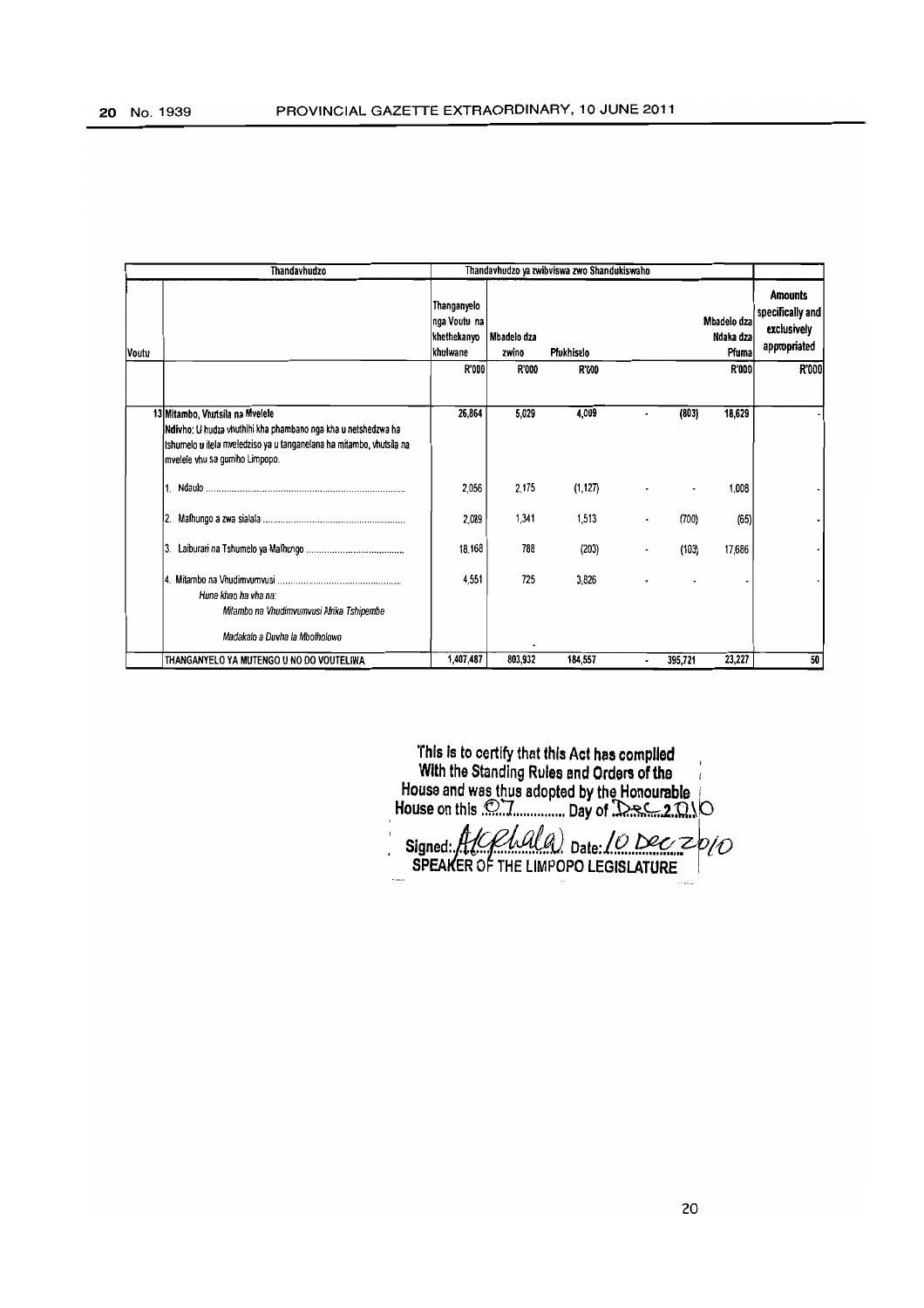| Vouti | Thandavhudzo | Thandavhudzo ya zwibviswa zwo Shandukiswaho | | | | | | |
|---|---|---|---|---|---|---|---|---|
| | | Thanganyelo nga Voutu na khethekanyo khulwane | Mbadelo dza zwino | Pfukhiselo | | | Mbadelo dza Ndaka dza Pfuma | Amounts specifically and exclusively appropriated |
| | | R'000 | R'000 | R'000 | | | R'000 | R'000 |
| 13 | Mitambo, Vhutsila na Mvelele<br>Ndivho: U hudza vhuthihi kha phambano nga kha u netshedzwa ha tshumelo u itela mveledziso ya u tanganelana ha mitambo, vhutsila na mvelele vhu sa gumiho Limpopo. | 26,864 | 5,029 | 4,009 | - | (803) | 18,629 | - |
| | 1. Ndaulo | 2,056 | 2,175 | (1,127) | - | - | 1,008 | - |
| | 2. Mafhungo a zwa sialala | 2,089 | 1,341 | 1,513 | - | (700) | (65) | - |
| | 3. Laiburari na Tshumelo ya Mafhungo | 18,168 | 788 | (203) | - | (103) | 17,686 | - |
| | 4. Mitambo na Vhudimvumvusi<br>*Hune khao ha vha na:*<br>*Mitambo na Vhudimvumvusi Afrika Tshipembe*<br>*Madakalo a Duvha la Mbofholowo* | 4,551 | 725 | 3,826 | - | - | - | - |
| | THANGANYELO YA MUTENGO U NO DO VOUTELIWA | 1,407,487 | 803,932 | 184,557 | - | 395,721 | 23,227 | 50 |

This is to certify that this Act has complied With the Standing Rules and Orders of the House and was thus adopted by the Honourable House on this 07 Day of Dec 2010

Signed: [signature] Date: 10 Dec 2010

SPEAKER OF THE LIMPOPO LEGISLATURE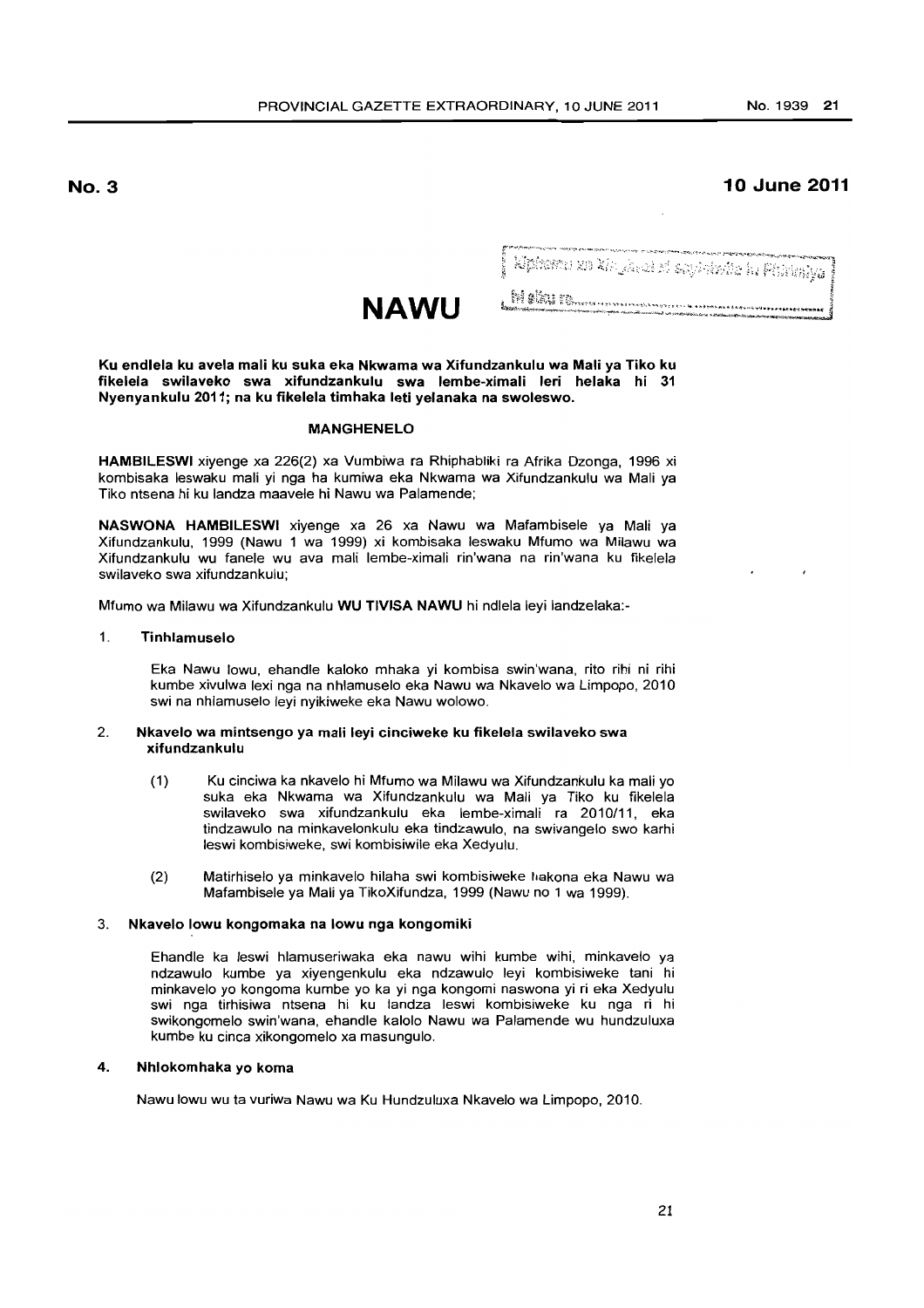**No. 3** **10 June 2011**

Xiphemu xa Xi...ku xi sayiniwile hi Phuresidente [unclear]

Hi siku ro..............................

# NAWU

**Ku endlela ku avela mali ku suka eka Nkwama wa Xifundzankulu wa Mali ya Tiko ku fikelela swilaveko swa xifundzankulu swa lembe-ximali leri helaka hi 31 Nyenyankulu 2011; na ku fikelela timhaka leti yelanaka na swoleswo.**

## MANGHENELO

**HAMBILESWI** xiyenge xa 226(2) xa Vumbiwa ra Rhiphabliki ra Afrika Dzonga, 1996 xi kombisaka leswaku mali yi nga ha kumiwa eka Nkwama wa Xifundzankulu wa Mali ya Tiko ntsena hi ku landza maavele hi Nawu wa Palamende;

**NASWONA HAMBILESWI** xiyenge xa 26 xa Nawu wa Mafambisele ya Mali ya Xifundzankulu, 1999 (Nawu 1 wa 1999) xi kombisaka leswaku Mfumo wa Milawu wa Xifundzankulu wu fanele wu ava mali lembe-ximali rin'wana na rin'wana ku fikelela swilaveko swa xifundzankulu;

Mfumo wa Milawu wa Xifundzankulu **WU TIVISA NAWU** hi ndlela leyi landzelaka:-

1. **Tinhlamuselo**

   Eka Nawu lowu, ehandle kaloko mhaka yi kombisa swin'wana, rito rihi ni rihi kumbe xivulwa lexi nga na nhlamuselo eka Nawu wa Nkavelo wa Limpopo, 2010 swi na nhlamuselo leyi nyikiweke eka Nawu wolowo.

2. **Nkavelo wa mintsengo ya mali leyi cinciweke ku fikelela swilaveko swa xifundzankulu**

   (1) Ku cinciwa ka nkavelo hi Mfumo wa Milawu wa Xifundzankulu ka mali yo suka eka Nkwama wa Xifundzankulu wa Mali ya Tiko ku fikelela swilaveko swa xifundzankulu eka lembe-ximali ra 2010/11, eka tindzawulo na minkavelonkulu eka tindzawulo, na swivangelo swo karhi leswi kombisiweke, swi kombisiwile eka Xedyulu.

   (2) Matirhiselo ya minkavelo hilaha swi kombisiweke hakona eka Nawu wa Mafambisele ya Mali ya TikoXifundza, 1999 (Nawu no 1 wa 1999).

3. **Nkavelo lowu kongomaka na lowu nga kongomiki**

   Ehandle ka leswi hlamuseriwaka eka nawu wihi kumbe wihi, minkavelo ya ndzawulo kumbe ya xiyengenkulu eka ndzawulo leyi kombisiweke tani hi minkavelo yo kongoma kumbe yo ka yi nga kongomi naswona yi ri eka Xedyulu swi nga tirhisiwa ntsena hi ku landza leswi kombisiweke ku nga ri hi swikongomelo swin'wana, ehandle kalolo Nawu wa Palamende wu hundzuluxa kumbe ku cinca xikongomelo xa masungulo.

4. **Nhlokomhaka yo koma**

   Nawu lowu wu ta vuriwa Nawu wa Ku Hundzuluxa Nkavelo wa Limpopo, 2010.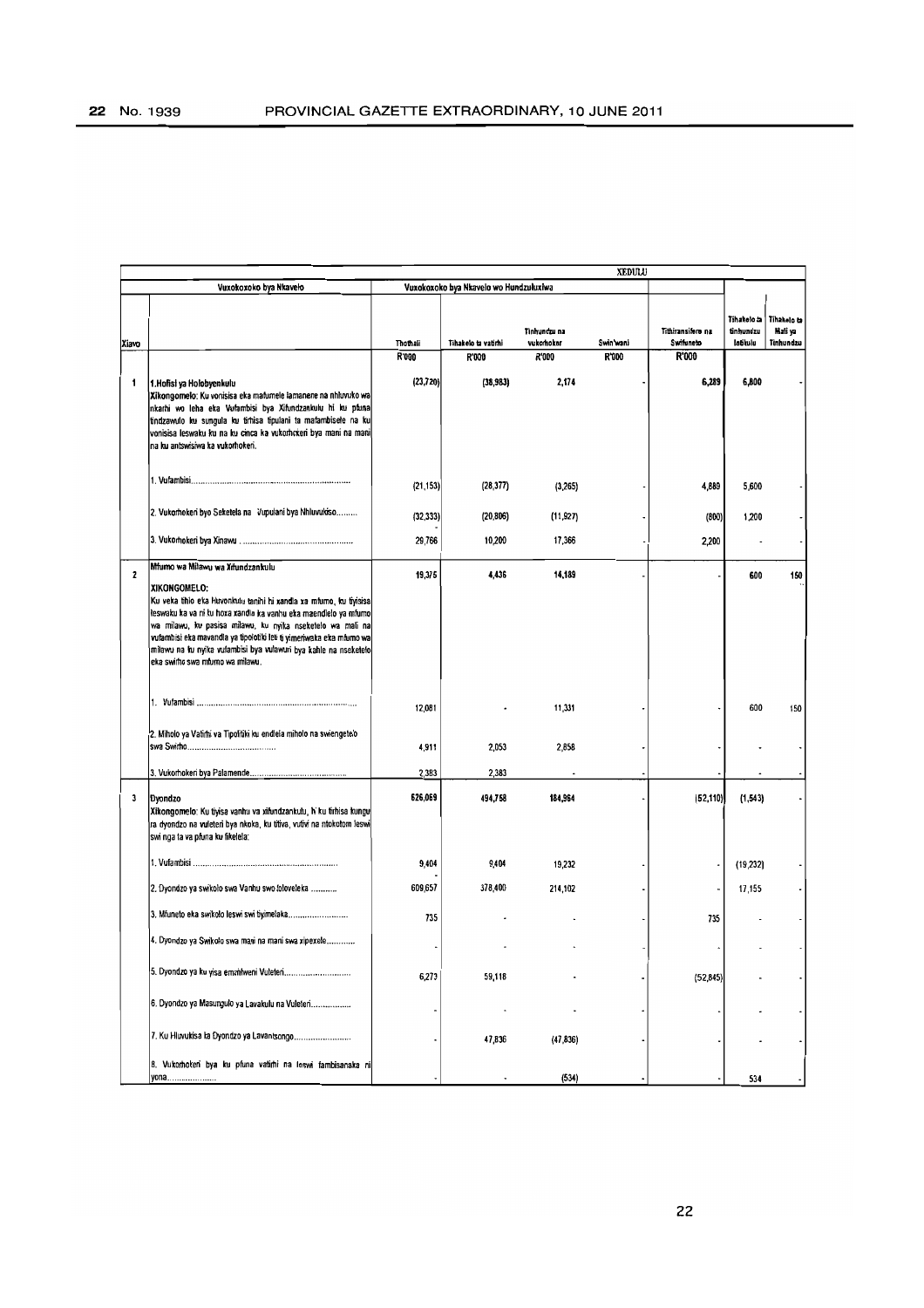| | | | | | | | | | |
|---|---|---|---|---|---|---|---|---|---|
| | | | | | XEDULU | | | | |
| Vuxokoxoko bya Nkavelo | | Vuxokoxoko bya Nkavelo wo Hundzuluxiwa | | | | | | | |
| Xiavo | | Thothali | Tihakelo ta vatirhi | Tinhundzu na vukorhoker | Swin'wani | Tithiransifere na Swifuneto | Tihakelo ta tinhundzu letikulu | Tihakelo ta Mali ya Tinhundzu |
| | | R'000 | R'000 | R'000 | R'000 | R'000 | | |
| 1 | 1.Hofisi ya Holobyenkulu<br>Xikongomelo: Ku vonisisa eka mafumele lamanene na nhluvuko wa nkarhi wo leha eka Vufambisi bya Xifundzankulu hi ku pfuna tindzawulo ku sungula ku tirhisa tipulani ta mafambisele na ku vonisisa leswaku ku na ku cinca ka vukorhokeri bya mani na mani na ku antswisiwa ka vukorhokeri. | (23,720) | (38,983) | 2,174 | - | 6,289 | 6,800 | - |
| | 1. Vufambisi................................................................ | (21,153) | (28,377) | (3,265) | - | 4,889 | 5,600 | - |
| | 2. Vukorhokeri byo Seketela na Vupulani bya Nhluvukiso......... | (32,333) | (20,806) | (11,927) | - | (800) | 1,200 | - |
| | 3. Vukorhokeri bya Xinawu ............................................... | 29,766 | 10,200 | 17,366 | - | 2,200 | - | - |
| 2 | Mfumo wa Milawu wa Xifundzankulu<br>XIKONGOMELO:<br>Ku veka tihlo eka Huvonkulu tanihi hi xandla xa mfumo, ku tiyisisa leswaku ka va ni ku hoxa xandla ka vanhu eka maendlelo ya mfumo wa milawu, ku pasisa milawu, ku nyika nseketelo wa mali na vufambisi eka mavandla ya tipolotiki leti ti yimeriwaka eka mfumo wa milawu na ku nyika vufambisi bya vulawuri bya kahle na nseketelo eka swirho swa mfumo wa milawu. | 19,375 | 4,436 | 14,189 | - | - | 600 | 150 |
| | 1. Vufambisi ................................................................ | 12,081 | - | 11,331 | - | - | 600 | 150 |
| | 2. Miholo ya Vatirhi va Tipolitiki ku endlela miholo na swiengetelo swa Swirho.................................... | 4,911 | 2,053 | 2,858 | - | - | - | - |
| | 3. Vukorhokeri bya Palamende........................................... | 2,383 | 2,383 | - | - | - | - | - |
| 3 | Dyondzo<br>Xikongomelo: Ku tiyisa vanhu va xifundzankulu, hi ku tirhisa kungu ra dyondzo na vuleteri bya nkoka, ku titiva, vutivi na ntokoto leswi swi nga ta va pfuna ku fikelela: | 626,069 | 494,758 | 184,964 | - | (52,110) | (1,543) | - |
| | 1. Vufambisi ................................................................ | 9,404 | 9,404 | 19,232 | - | - | (19,232) | - |
| | 2. Dyondzo ya swikolo swa Vanhu swo toloveleka ........... | 609,657 | 378,400 | 214,102 | - | - | 17,155 | - |
| | 3. Mfuneto eka swikolo leswi swi tiyimelaka......................... | 735 | - | - | - | 735 | - | - |
| | 4. Dyondzo ya Swikolo swa mani na mani swa xipexele............ | - | - | - | - | - | - | - |
| | 5. Dyondzo ya ku yisa emahlweni Vuleteri............................ | 6,273 | 59,118 | - | - | (52,845) | - | - |
| | 6. Dyondzo ya Masungulo ya Lavakulu na Vuleteri................. | - | - | - | - | - | - | - |
| | 7. Ku Hluvukisa ka Dyondzo ya Lavantsongo......................... | - | 47,836 | (47,836) | - | - | - | - |
| | 8. Vukorhokeri bya ku pfuna vatirhi na leswi fambisanaka ni yona.................... | - | - | (534) | - | - | 534 | - |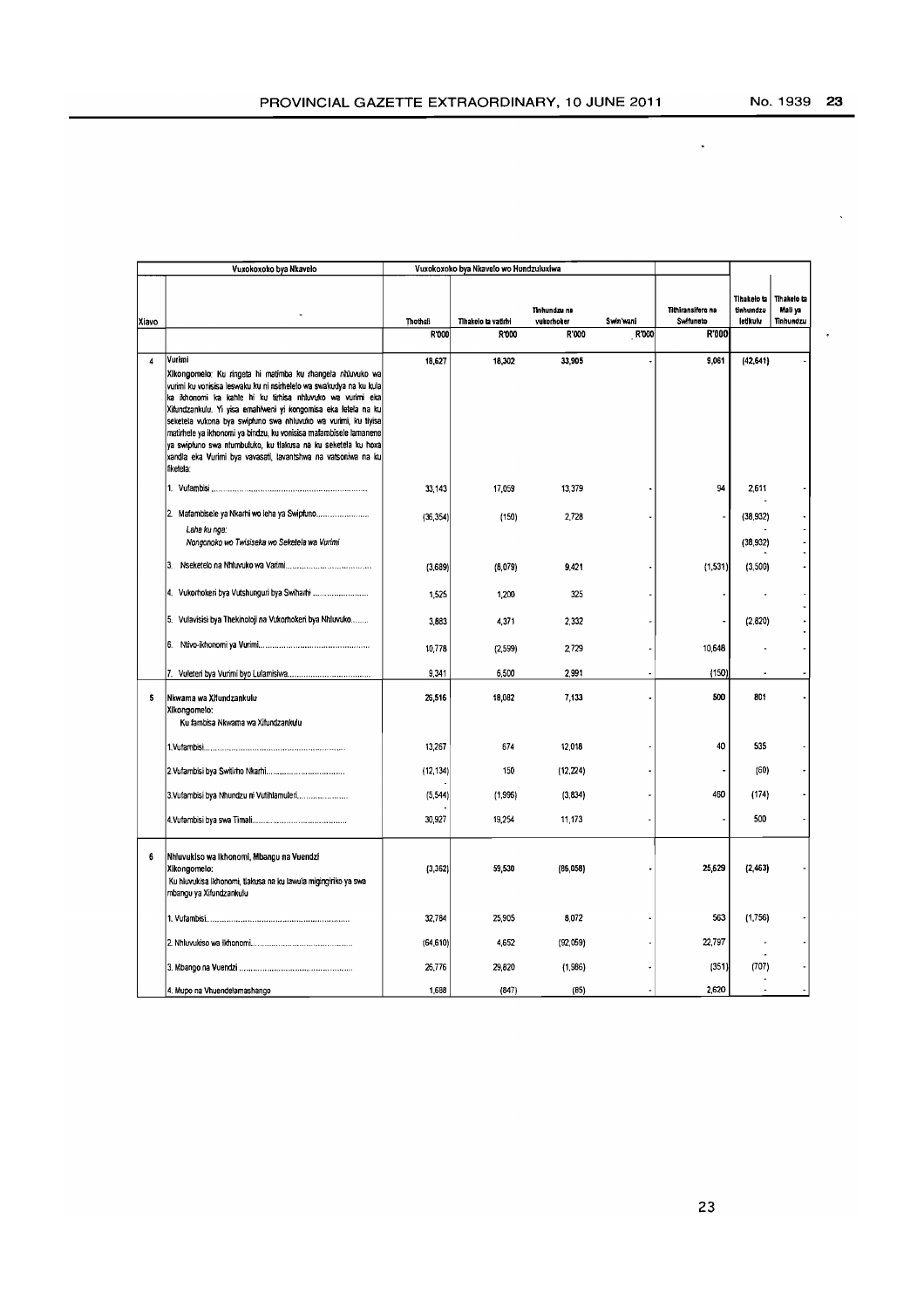| | Vuxokoxoko bya Nkavelo | Vuxokoxoko bya Nkavelo wo Hundzuluxiwa | | | | | | |
|---|---|---|---|---|---|---|---|---|
| Xiavo | | Thothali | Tihakelo ta vatirhi | Tinhundzu na vukorhokeri | Swin'wani | Tithiransifere na Swfuneto | Tihakelo ta tinhundzu letikulu | Tihakelo ta Mali ya Tinhundzu |
| | | R'000 | R'000 | R'000 | R'000 | R'000 | | |
| 4 | Vurimi<br>Xikongomelo: Ku ringeta hi matimba ku rhangela nhluvuko wa vurimi ku vonisisa leswaku ku ni nsirhelelo wa swakudya na ku kula ka ikhonomi ka kahle hi ku tirhisa nhluvuko wa vurimi eka Xifundzankulu. Yi yisa emahlweni yi kongomisa eka letela na ku seketela vukona bya swipfuno swa nhluvuko wa vurimi, ku tiyisa matirhele ya ikhonomi ya bindzu, ku vonisisa mafambisele lamanene ya swipfuno swa ntumbuluko, ku tlakusa na ku seketela ku hoxa xandla eka Vurimi bya vavasati, lavantshwa na vatsoniwa na ku fikelela: | 18,627 | 18,302 | 33,905 | - | 9,061 | (42,641) | - |
| | 1. Vufambisi ............ | 33,143 | 17,059 | 13,379 | - | 94 | 2,611 | - |
| | 2. Mafambisele ya Nkarhi wo leha ya Swipfuno............<br>*Laha ku nga:*<br>*Nongonoko wo Twisiseka wo Seketela wa Vurimi* | (36,354) | (150) | 2,728 | - | - | (38,932)<br><br>(38,932) | - |
| | 3. Nseketelo na Nhluvuko wa Varimi............ | (3,689) | (8,079) | 9,421 | - | (1,531) | (3,500) | - |
| | 4. Vukorhokeri bya Vutshunguri bya Swiharhi ............ | 1,525 | 1,200 | 325 | - | - | - | - |
| | 5. Vulavisisi bya Thekinoloji na Vukorhokeri bya Nhluvuko........ | 3,883 | 4,371 | 2,332 | - | - | (2,820) | - |
| | 6. Ntivo-ikhonomi ya Vurimi............ | 10,778 | (2,599) | 2,729 | - | 10,648 | - | - |
| | 7. Vuleteri bya Vurimi byo Lulamisiwa............ | 9,341 | 6,500 | 2,991 | - | (150) | - | - |
| 5 | Nkwama wa Xifundzankulu<br>Xikongomelo:<br>Ku fambisa Nkwama wa Xifundzankulu | 26,516 | 18,082 | 7,133 | - | 500 | 801 | - |
| | 1.Vufambisi............ | 13,267 | 674 | 12,018 | - | 40 | 535 | - |
| | 2.Vufambisi bya Swtirho Nkarhi............ | (12,134) | 150 | (12,224) | - | - | (60) | - |
| | 3.Vufambisi bya Nhundzu ni Vutihlamuleri............ | (5,544) | (1,996) | (3,834) | - | 460 | (174) | - |
| | 4.Vufambisi bya swa Timali............ | 30,927 | 19,254 | 11,173 | - | - | 500 | - |
| 6 | Nhluvukiso wa Ikhonomi, Mbangu na Vuendzi<br>Xikongomelo:<br>Ku hluvukisa ikhonomi, tlakusa na ku lawula migingiriko ya swa mbangu ya Xifundzankulu | (3,362) | 59,530 | (86,058) | - | 25,629 | (2,463) | - |
| | 1. Vufambisi............ | 32,784 | 25,905 | 8,072 | - | 563 | (1,756) | - |
| | 2. Nhluvukiso wa Ikhonomi............ | (64,610) | 4,652 | (92,059) | - | 22,797 | - | - |
| | 3. Mbango na Vuendzi ............ | 26,776 | 29,820 | (1,986) | - | (351) | (707) | - |
| | 4. Mupo na Vhuendelamashango | 1,688 | (847) | (85) | - | 2,620 | - | - |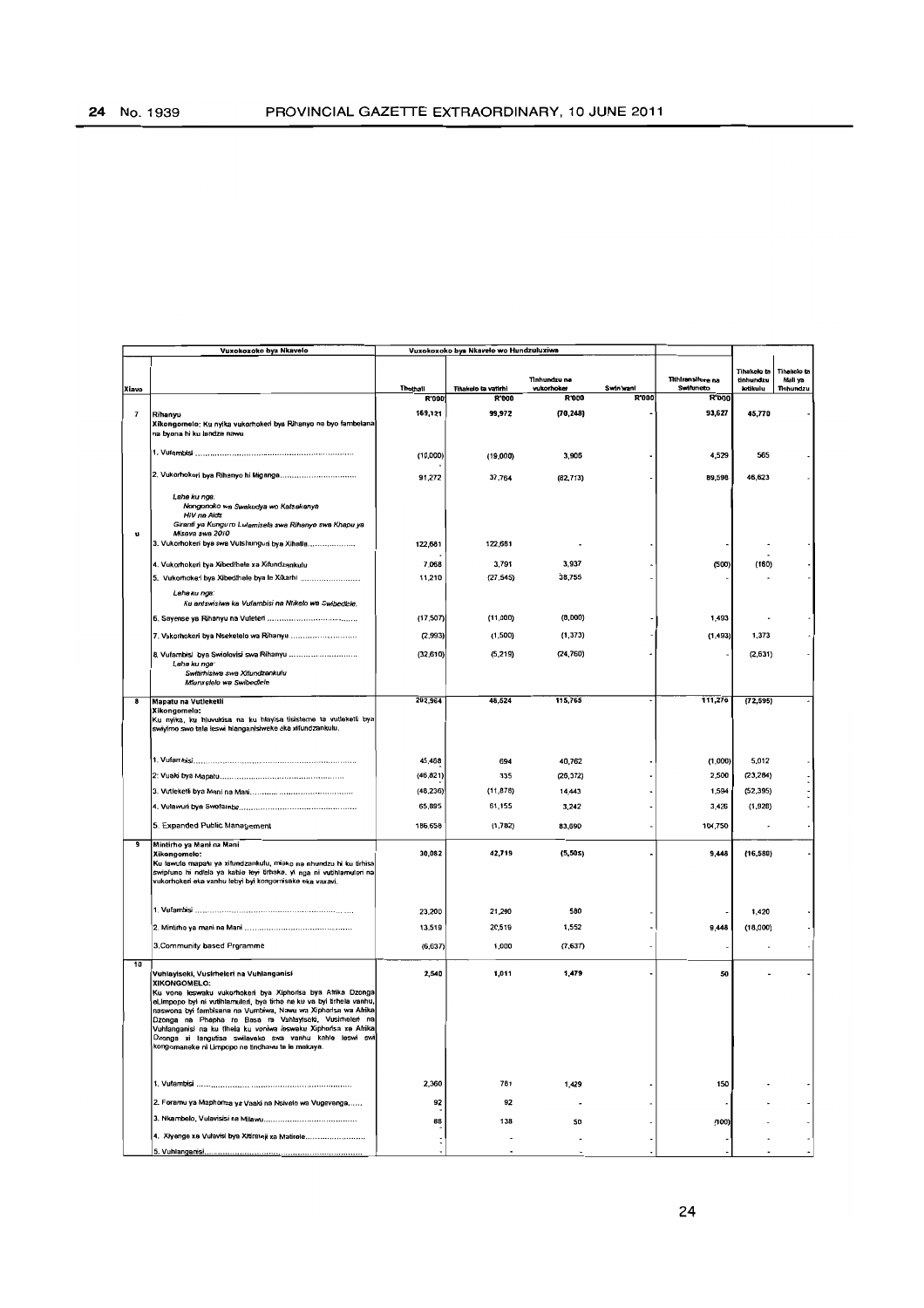| Xiavo | Vuxokoxoko bya Nkavelo | Vuxokoxoko bya Nkavelo wo Hundzuluxiwa | | | | | | |
|---|---|---|---|---|---|---|---|---|
| | | Thothali | Tihakelo ta vatirhi | Tinhundzu na vukorhokeri | Swin'wani | Tithiransifere na Swifuneto | Tihakelo ta tinhundzu letikulu | Tihakelo ta Mali ya Tinhundzu |
| | | R'000 | R'000 | R'000 | R'000 | R'000 | | |
| 7 | **Rihanyu**<br>**Xikongomelo:** Ku nyika vukorhokeri bya Rihanyo na byo fambelana na byona hi ku landza nawu | 169,121 | 99,972 | (70,248) | - | 93,627 | 45,770 | - |
| | 1. Vufambisi | (10,000) | (19,000) | 3,906 | - | 4,529 | 565 | - |
| | 2. Vukorhokeri bya Rihanyo hi Miganga | 91,272 | 37,764 | (82,713) | - | 89,598 | 46,623 | - |
| | *Laha ku nga:*<br>*Nongonoko wa Swakudya wo Katsakanya*<br>*HIV na Aids*<br>*Giranti ya Kunguhato Lulamisela swa Rihanyo swa Khapu ya Misava swa 2010* | | | | | | | |
| | 3. Vukorhokeri bya swa Vutshunguri bya Xihatla | 122,681 | 122,681 | - | - | - | - | - |
| | 4. Vukorhokeri bya Xibedlhele xa Xifundzankulu | 7,068 | 3,791 | 3,937 | - | (500) | (160) | - |
| | 5. Vukorhokeri bya Xibedlhele bya le Xikarhi | 11,210 | (27,545) | 38,755 | - | - | - | - |
| | *Laha ku nga:*<br>*Ku antswisiwa ka Vufambisi na Ntikelo wa Swibedlele.* | | | | | | | |
| | 6. Sayense ya Rihanyu na Vuleteri | (17,507) | (11,000) | (8,000) | - | 1,493 | - | - |
| | 7. Vukorhokeri bya Nseketelo wa Rihanyu | (2,993) | (1,500) | (1,373) | - | (1,493) | 1,373 | - |
| | 8. Vufambisi bya Swiolovisi swa Rihanyu<br>*Laha ku nga:*<br>*Swirhisiwa swa Xifundzankulu*<br>*Mfumelelo wa Swibedlele* | (32,610) | (5,219) | (24,760) | - | - | (2,631) | - |
| 8 | **Mapatu na Vutleketli**<br>**Xikongomelo:**<br>Ku nyika, ku hluvukisa na ku hlayisa tisisteme ta vutleketli bya swiyimo swo tala leswi hlanganisiweke eka xifundzankulu. | 202,964 | 48,524 | 115,765 | - | 111,276 | (72,595) | - |
| | 1. Vufambisi | 45,468 | 694 | 40,762 | - | (1,000) | 5,012 | - |
| | 2. Vuaki bya Mapatu | (46,821) | 335 | (26,372) | - | 2,500 | (23,284) | - |
| | 3. Vutleketli bya Mani na Mani | (48,236) | (11,878) | 14,443 | - | 1,594 | (52,395) | - |
| | 4. Vulawuri bya Swofambo | 65,895 | 61,155 | 3,242 | - | 3,426 | (1,928) | - |
| | 5. Expanded Public Management | 186,658 | (1,782) | 83,690 | - | 104,750 | - | - |
| 9 | **Mintirho ya Mani na Mani**<br>**Xikongomelo:**<br>Ku lawula mapala ya xifundzankulu, miako na nhundzu hi ku tirhisa swipfuno hi ndlela ya kahle leyi tirhaka, yi nga ni vuhlamuleri na vukorhokeri eka vanhu lebyi byi kongomisake eka vaxavi. | 30,082 | 42,719 | (5,505) | - | 9,448 | (16,580) | - |
| | 1. Vufambisi | 23,200 | 21,200 | 580 | - | - | 1,420 | - |
| | 2. Mintirho ya mani na Mani | 13,519 | 20,519 | 1,552 | - | 9,448 | (18,000) | - |
| | 3.Community based Prgramme | (6,637) | 1,000 | (7,637) | - | - | - | - |
| 10 | **Vuhlayiseki, Vusirheleri na Vuhlanganisi**<br>**XIKONGOMELO:**<br>Ku vona leswaku vukorhokeri bya Xiphorisa bya Afrika Dzonga eLimpopo byi ni vutihlamuleri, bya tirho na ku va byi tirhela vanhu, naswona byi fambisana na Vumbiwa, Nawu wa Xiphorisa wa Afrika Dzonga na Phepha ro Basa ra Vuhlayiseki, Vusirheleri na Vuhlanganisi na ku tlhela ku voniwa leswaku Xiphorisa xa Afrika Dzonga xi langutisa swilaveko swa vanhu kahle leswi swi kongomaneke ni Limpopo ne tindhawu ta le makaya. | 2,540 | 1,011 | 1,479 | - | 50 | - | - |
| | 1. Vufambisi | 2,360 | 781 | 1,429 | - | 150 | - | - |
| | 2. Foramu ya Maphorisa ya Vaaki na Nsivelo wa Vugevenga | 92 | 92 | - | - | - | - | - |
| | 3. Nkambelo, Vulavisisi na Milawu | 88 | 138 | 50 | - | (100) | - | - |
| | 4. Xiyenge xa Vulavisi bya Xitirateji xa Matirele | - | - | - | - | - | - | - |
| | 5. Vuhlanganisi | - | - | - | - | - | - | - |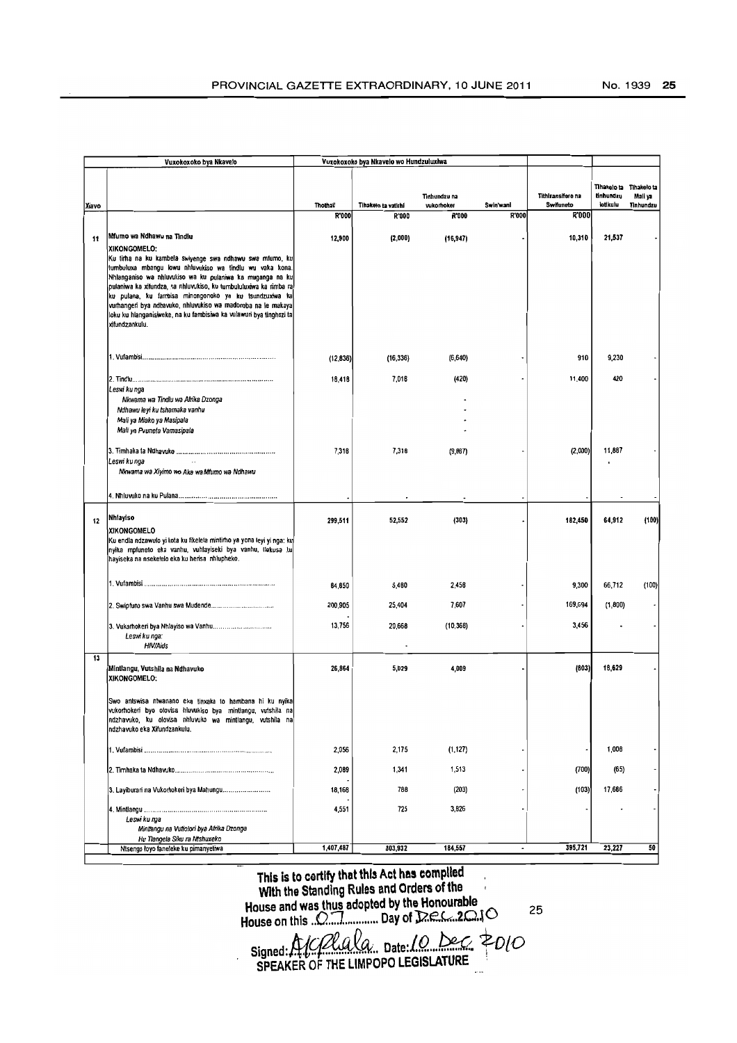| Vuxokoxoko bya Nkavelo | | Vuxokoxoko bya Nkavelo wo Hundzuluxiwa | | | | | | |
|---|---|---|---|---|---|---|---|---|
| Xiavo | | Thothal' | Tihakelo ta vatirhi | Tinhundzu na vukorhoker | Swin'wani | Tithlransifere na Swifuneto | Tihakelo ta tinhundzu lotikulu | Tihakelo ta Mali ya Tinhundzu |
| | | R'000 | R'000 | R'000 | R'000 | R'000 | | |
| 11 | **Mfumo wa Ndhawu na Tindlu**<br>**XIKONGOMELO:**<br>Ku tirha na ku kambela swiyenge swa ndhawu swa mfumo, ku tumbuluxa mbangu lowu nhluvukiso wa tindlu wu vaka kona. Nhlanganiso wa nhluvukiso wa ku pulaniwa ka muganga na ku pulaniwa ka xifundza, na nhluvukiso, ku tumbululuxiwa ka rimba ra ku pulana, ku fambisa minongonoko ya ku tsundzuxiwa ka vurhangeri bya ndhavuko, nhluvukiso wa madoroba na le makaya loku ku hlanganisiweke, na ku fambisiwa ka vulawuri bya tinghozi ta xifundzankulu. | 12,900 | (2,000) | (16,947) | - | 10,310 | 21,537 | - |
| | 1. Vufambisi | (12,836) | (16,336) | (6,640) | - | 910 | 9,230 | - |
| | 2. Tindlu<br>*Leswi ku nga*<br>*Nkwama wa Tindlu wa Afrika Dzonga*<br>*Ndhawu leyi ku tshamaka vanhu*<br>*Mali ya Miako ya Masipala*<br>*Mali ya Pvuneta Vamasipala* | 18,418 | 7,018 | (420)<br>-<br>-<br>-<br>- | - | 11,400 | 420 | - |
| | 3. Timhaka ta Ndhavuko<br>*Leswi ku nga*<br>*Nkwama wa Xiyimo wo Aka wa Mfumo wa Ndhawu* | 7,318 | 7,318 | (9,887) | - | (2,000) | 11,887 | |
| | 4. Nhluvuko na ku Pulana | - | - | - | - | - | - | - |
| 12 | **Nhlayiso**<br>**XIKONGOMELO**<br>Ku endla ndzawulo yi kota ku fikelela mintirho ya yona leyi yi nga: ku nyika mpfuneto eka vanhu, vuhlayiseki bya vanhu, tlekusa ku hayiseka na nseketelo eka ku herisa nhlupheko. | 299,511 | 52,552 | (303) | | 182,450 | 64,912 | (100) |
| | 1. Vufambisi | 84,850 | 6,480 | 2,458 | - | 9,300 | 66,712 | (100) |
| | 2. Swipfuno swa Vanhu swa Mudende | 200,905 | 25,404 | 7,607 | - | 169,694 | (1,800) | - |
| | 3. Vukorhokeri bya Nhlayiso wa Vanhu<br>*Leswi ku nga:*<br>*HIV/Aids* | 13,756 | 20,668<br>- | (10,368) | - | 3,456 | - | - |
| 13 | **Mintlangu, Vutshila na Ndhavuko**<br>**XIKONGOMELO:**<br>Swo antswisa ntwanano eka tinxaka to hambana hi ku nyika vukorhokeri byo olovisa hluvukiso bya mintlangu, vutshila na ndzhavuko, ku olovisa nhluvuko wa mintlangu, vutshila na ndzhavuko eka Xifundzankulu. | 26,864 | 5,029 | 4,009 | - | (803) | 18,629 | - |
| | 1. Vufambisi | 2,056 | 2,175 | (1,127) | - | - | 1,008 | - |
| | 2. Timhaka ta Ndhavuko | 2,089 | 1,341 | 1,513 | - | (700) | (65) | - |
| | 3. Layiburari na Vukorhokeri bya Mahungu | 18,168 | 788 | (203) | - | (103) | 17,686 | - |
| | 4. Mintlangu<br>*Leswi ku nga*<br>*Mintlangu na Vutlotlori bya Afrika Dzonga*<br>*Hu Tlangela Siku ra Ntshuxeko* | 4,551 | 725 | 3,826 | - | - | - | - |
| | Ntsengo lowo faneleke ku pimanyetiwa | 1,407,487 | 303,932 | 184,557 | - | 395,721 | 23,227 | 50 |

This is to certify that this Act has compiled With the Standing Rules and Orders of the House and was thus adopted by the Honourable House on this ..07.......... Day of Dec 2010

Signed: ............ Date: 10 Dec 2010
SPEAKER OF THE LIMPOPO LEGISLATURE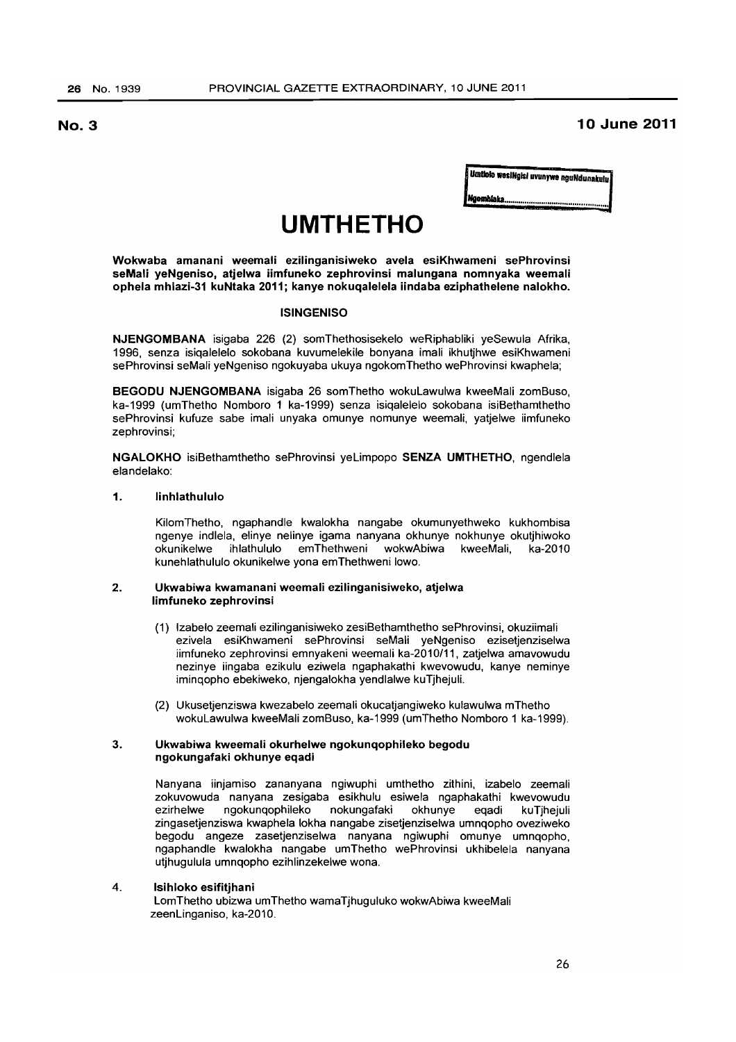**No. 3** **10 June 2011**

Umtlolo wesiNgisi uvunywe nguNdunakulu

Ngombiala.......................................

# UMTHETHO

**Wokwaba amanani weemali ezilinganisiweko avela esiKhwameni sePhrovinsi seMali yeNgeniso, atjelwa iimfuneko zephrovinsi malungana nomnyaka weemali ophela mhlazi-31 kuNtaka 2011; kanye nokuqalelela iindaba eziphathelene nalokho.**

## ISINGENISO

**NJENGOMBANA** isigaba 226 (2) somThethosisekelo weRiphabliki yeSewula Afrika, 1996, senza isiqalelelo sokobana kuvumelekile bonyana imali ikhutjhwe esiKhwameni sePhrovinsi seMali yeNgeniso ngokuyaba ukuya ngokomThetho wePhrovinsi kwaphela;

**BEGODU NJENGOMBANA** isigaba 26 somThetho wokuLawulwa kweeMali zomBuso, ka-1999 (umThetho Nomboro 1 ka-1999) senza isiqalelelo sokobana isiBethamthetho sePhrovinsi kufuze sabe imali unyaka omunye nomunye weemali, yatjelwe iimfuneko zephrovinsi;

**NGALOKHO** isiBethamthetho sePhrovinsi yeLimpopo **SENZA UMTHETHO**, ngendlela elandelako:

**1. Iinhlathululo**

KilomThetho, ngaphandle kwalokha nangabe okumunyethweko kukhombisa ngenye indlela, elinye nelinye igama nanyana okhunye nokhunye okutjhiwoko okunikelwe ihlathululo emThethweni wokwAbiwa kweeMali, ka-2010 kunehlathululo okunikelwe yona emThethweni lowo.

**2. Ukwabiwa kwamanani weemali ezilinganisiweko, atjelwa iimfuneko zephrovinsi**

(1) Izabelo zeemali ezilinganisiweko zesiBethamthetho sePhrovinsi, okuziimali ezivela esiKhwameni sePhrovinsi seMali yeNgeniso ezisetjenziselwa iimfuneko zephrovinsi emnyakeni weemali ka-2010/11, zatjelwa amavowudu nezinye iingaba ezikulu eziwela ngaphakathi kwevowudu, kanye neminye iminqopho ebekiweko, njengalokha yendlalwe kuTjhejuli.

(2) Ukusetjenziswa kwezabelo zeemali okucatjangiweko kulawulwa mThetho wokuLawulwa kweeMali zomBuso, ka-1999 (umThetho Nomboro 1 ka-1999).

**3. Ukwabiwa kweemali okurhelwe ngokunqophileko begodu ngokungafaki okhunye eqadi**

Nanyana iinjamiso zananyana ngiwuphi umthetho zithini, izabelo zeemali zokuvowuda nanyana zesigaba esikhulu esiwela ngaphakathi kwevowudu ezirhelwe ngokunqophileko nokungafaki okhunye eqadi kuTjhejuli zingasetjenziswa kwaphela lokha nangabe zisetjenziselwa umnqopho oveziweko begodu angeze zasetjenziselwa nanyana ngiwuphi omunye umnqopho, ngaphandle kwalokha nangabe umThetho wePhrovinsi ukhibelela nanyana utjhugulula umnqopho ezihlinzekelwe wona.

**4. Isihloko esifitjhani**

LomThetho ubizwa umThetho wamaTjhuguluko wokwAbiwa kweeMali zeenLinganiso, ka-2010.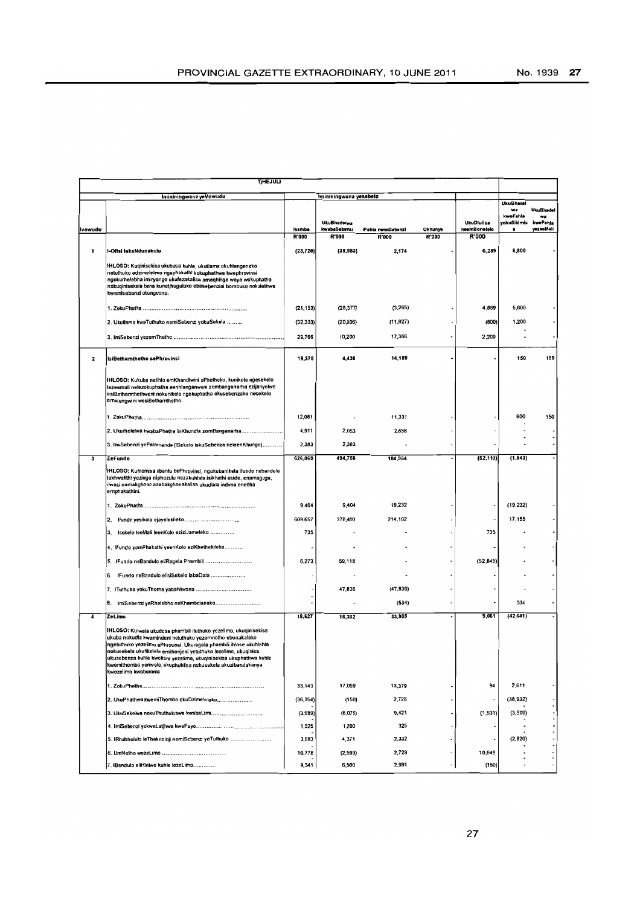| TjHEJULI | | | | | | | | |
|---|---|---|---|---|---|---|---|---|
| Imininingwane yeVowudu | | Imininingwane yesabelo | | | | | | |
| Ivowudu | | Isamba | UkuBhadelwa kwabaSebenzi | IPahla nemiSebenzi | Okhunye | UkuDlulisa neemBonelelo | UkuBhadel wa kwePahla yokuSikimis a | UkuBhadel wa kwePahla yezeeMali |
| | | R'000 | R'000 | R'000 | R'000 | R'000 | | |
| 1 | I-Ofisi lakaNdunakulu | (23,720) | (38,983) | 2,174 | - | 6,289 | 6,800 | - |
| | IHLOSO: Kuqinisekisa ukubusa kuhle, ukutlama okuhlangeneko netuthuko edzimeleleko ngaphakathi kokuphathwa kwephrovinsi ngokurhelebha imiryango ukufezakalisa amaqhinga wayo wokuphatha nokuqiniseksia bona kunetjhuguluko ebasebenzini bombuso nokulethwa kwemisebenzi otungcono. | | | | | | | |
| | 1. ZokuPhatha | (21,153) | (28,377) | (3,265) | - | 4,889 | 5,600 | - |
| | 2. Ukutlama kweTuthuko nemiSebenzi yokuSekela | (32,333) | (20,806) | (11,927) | - | (800) | 1,200 | - |
| | 3. ImiSebenzi yezomThetho | 29,766 | 10,200 | 17,366 | - | 2,200 | - | - |
| 2 | isiBethamthetho sePhrovinsi | 18,375 | 4,436 | 14,189 | - | - | 150 | 150 |
| | IHLOSO: Kukuba nelihlo emKhandlwini oPhetheko, kunikela ngesekelo lezeemali nelezokuphatha eenhlanganweni zombanganarha ezijanyelwe esiBethamthethweni nokunikela ngokuphatha okusebenzako nesekelo emalungwini wesiBethamthetho. | | | | | | | |
| | 1. ZokuPhatha | 12,081 | - | 11,331 | - | - | 600 | 150 |
| | 2. Ukurholelwa kwabaPhethe iinKhundla zomBanganarha | 4,911 | 2,053 | 2,858 | - | - | - | - |
| | 3. ImiSebenzi yePalamende (ISekelo lokuSebenza neleenKhungo) | 2,383 | 2,383 | - | - | - | - | - |
| 3 | ZeFundo | 626,069 | 494,758 | 184,964 | - | (52,110) | (1,543) | - |
| | IHLOSO: Kuhlomisa abantu bePhrovinsi, ngokubanikela ifundo nebandulo lekhwalithi yezinga eliphezulu nezakuhlala isikhathi eside, enamagugu, ilwazi namakghono azabakghonakalisa ukudlala indima enetlha emphakathini. | | | | | | | |
| | 1. ZokuPhatha | 9,404 | 9,404 | 19,232 | - | - | (19,232) | - |
| | 2. Ifundo yesikolo ejayelekileko | 609,657 | 378,400 | 214,102 | - | - | 17,155 | - |
| | 3. Isekelo leeMali leenKolo ezisiJameleko | 735 | - | - | - | 735 | - | - |
| | 4. IFundo yomPhakathi yeenKolo eziKhethekileko | - | - | - | - | - | - | - |
| | 5. IFundo neBandulo eliRagela Phambili | 6,273 | 59,118 | - | - | (52,845) | - | - |
| | 6. IFundo neBandulo elisiSekelo labaDala | - | - | - | - | - | - | - |
| | 7. ITuthuko yokuThoma yabaNtwana | - | 47,836 | (47,836) | - | - | - | - |
| | 8. ImiSebenzi yeRhelebho neKhambelanako | - | - | (534) | - | - | 534 | - |
| 4 | ZeLimo | 18,527 | 18,302 | 33,905 | - | 9,061 | (42,641) | - |
| | IHLOSO: Kutwela ukudosa phambili ituthuko yezelimo, ukuqinisekisa ukuba nokudla kwemindeni netuthuko yezomnotho ebonakalako ngetuthuko yezelimo ePhrovinsi. Ukuragela phambili ihlose ukuhlahla nokusekela ukufikelela emithonjeni yetuthuko lezelimo, ukuqinisa ukusebenza kuhle kwekoro yezelimo, ukuqinisekisa ukuphathwa kuhle kwemithombo yemvelo, ukuphuhlisa nokusekela ukuzibandakanya kwezelimo kwabomma | | | | | | | |
| | 1. ZokuPhatha | 33,143 | 17,059 | 13,379 | - | 94 | 2,611 | - |
| | 2. UkuPhathwa kwemiThombo okuDzimeleleko | (36,354) | (150) | 2,728 | - | - | (38,932) | - |
| | 3. UkuSekelwa nokuThuthukiswa kwabaLimi | (3,689) | (8,079) | 9,421 | - | (1,531) | (3,500) | - |
| | 4. ImiSebenzi yokweLatjhwa kweFuyo | 1,525 | 1,200 | 325 | - | - | - | - |
| | 5. IRhubhululo leTheknoloji nemiSebenzi yeTuthuko | 3,883 | 4,371 | 2,332 | - | - | (2,820) | - |
| | 6. UmNotho wezeLimo | 10,778 | (2,599) | 2,729 | - | 10,648 | - | - |
| | 7. IBandulo eliHlelwe kuhle lezeLimo | 9,341 | 6,500 | 2,991 | - | (150) | - | - |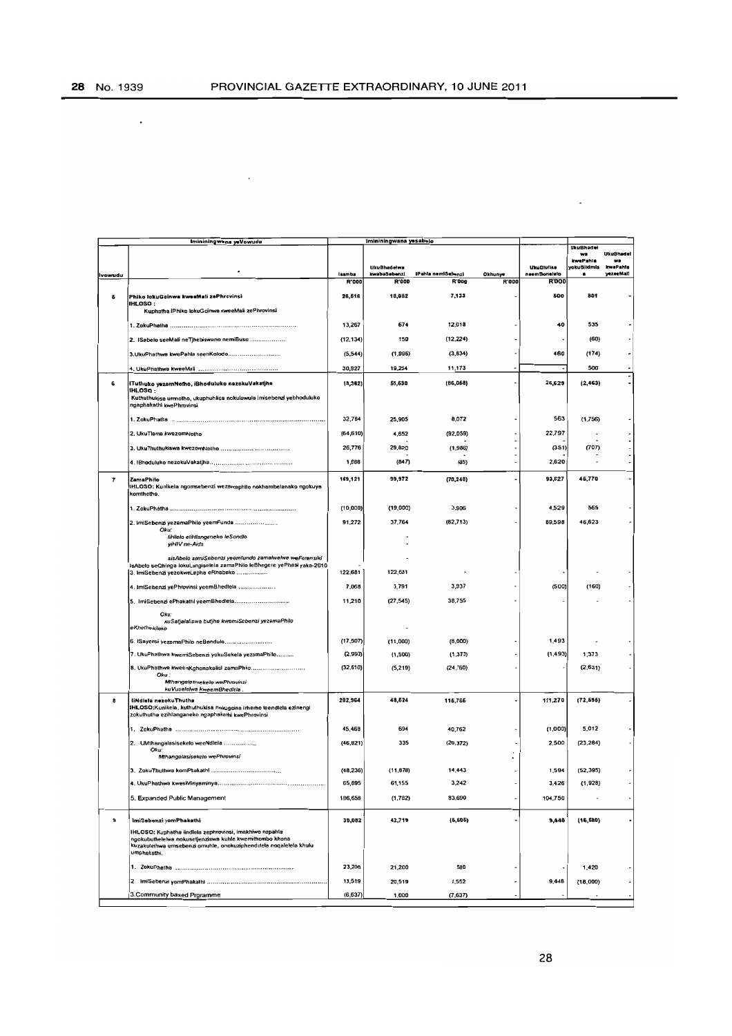| Imininingwana yeVowudu | | Imininingwana yesabelo | | | | | | |
|---|---|---|---|---|---|---|---|---|
| Ivowudu | | Isamba | UkuBhadelwa kwabaSebenzi | IPahla nemiSebenzi | Okhunye | UkuDlulisa neemBonelelo | UkuBhadel wa kwePahla yokuSikimisa | UkuBhadel wa kwePahla yezeeMali |
| | | R'000 | R'000 | R'000 | R'000 | R'000 | | |
| 5 | **Phiko lokuGcinwa kweeMali zePhrovinsi**<br>**IHLOSO :**<br>Kuphatha IPhiko lokuGcinwa kweeMali zePhrovinsi | 26,516 | 18,082 | 7,133 | - | 500 | 801 | - |
| | 1. ZokuPhatha ............ | 13,267 | 674 | 12,018 | - | 40 | 535 | - |
| | 2. ISabelo seeMali neTjhebiswano nemiBuso ............ | (12,134) | 150 | (12,224) | - | - | (60) | - |
| | 3.UkuPhathwa kwePahla seenKolodo............ | (5,544) | (1,996) | (3,834) | - | 460 | (174) | - |
| | 4. UkuPhathwa kweeMali ............ | 30,927 | 19,254 | 11,173 | - | - | 500 | - |
| 6 | **ITuthuko yezomNotho, iBhoduluko nezokuVakatjha**<br>**IHLOSO :**<br>Kuthuthukisa umnotho, ukuphuhlisa nokulawula imisebenzi yebhoduluko ngaphakathi kwePhrovinsi | (3,362) | 55,630 | (86,068) | - | 26,529 | (2,463) | - |
| | 1. ZokuPhatha ............ | 32,784 | 25,905 | 8,072 | - | 563 | (1,756) | - |
| | 2. UkuTlama kwezomNotho | (64,610) | 4,652 | (92,059) | - | 22,797 | - | - |
| | 3. UkuThuthukiswa kwezomNotho ............ | 26,776 | 29,820 | (1,986) | - | (351) | (707) | - |
| | 4. IBhoduluko nezokuVakatjha............ | 1,688 | (847) | (95) | - | 2,620 | - | - |
| 7 | **ZamaPhilo**<br>IHLOSO: Kunikela ngomsebenzi wezamaphilo nokhambelanako ngokuya komthetho. | 169,121 | 99,972 | (70,248) | - | 93,627 | 45,770 | - |
| | 1. ZokuPhatha ............ | (10,000) | (19,000) | 3,906 | - | 4,529 | 565 | - |
| | 2. ImiSebenzi yezamaPhilo yeemFunda ............<br>*Oku:*<br>*IliHlelo eliHlangeneko leSondlo*<br>*yiHIV ne-Aids*<br>*sisAbelo semiSebenzi yeemfundo zamalwelwe weForensiki* | 91,272 | 37,764 | (82,713) | - | 89,598 | 46,623 | - |
| | IsAbelo seQhinga lokuLungiselela zamaPhilo leBhegere yePhasi yaka-2010 | - | | | | | | |
| | 3. ImiSebenzi yezokweLapha eRhabeko ............ | 122,681 | 122,681 | - | | - | - | - |
| | 4. ImiSebenzi yePhrovinsi yeemBhedlela ............ | 7,068 | 3,791 | 3,937 | - | (500) | (160) | - |
| | 5. ImiSebenzi ePhakathi yeemBhedlela............<br>*Oku:*<br>*kuSatjalaliswa butjhe kwemiSebenzi yezamaPhilo eKhethekileko* | 11,210 | (27,545) | 38,755 | - | - | - | - |
| | 6. ISayensi yezamaPhilo neBandulo............ | (17,507) | (11,000) | (8,000) | - | 1,493 | - | - |
| | 7. UkuPhathwa kwemiSebenzi yokuSekela yezamaPhilo......... | (2,993) | (1,500) | (1,373) | - | (1,493) | 1,373 | - |
| | 8. UkuPhathwa kweenKghonakalisi zamaPhilo............<br>*Oku :*<br>*Mthangalasisekelo wePhrovinsi*<br>*kuVuselelwa kweemBhedlela .* | (32,610) | (5,219) | (24,760) | - | - | (2,631) | - |
| 8 | **IiNdlela nezokuThutha**<br>**IHLOSO:**Kunikela, kuthuthukisa nokugcina imehlo leendlela ezinengi zokuthutha ezihlanganeko ngaphakathi kwePhrovinsi | 202,964 | 48,524 | 115,765 | - | 111,270 | (72,595) | - |
| | 1. ZokuPhatha ............ | 45,468 | 694 | 40,762 | - | (1,000) | 5,012 | - |
| | 2. UMthangalasisekelo weeNdlela ............<br>*Oku:*<br>*Mthangalasisekelo wePhrovinsi* | (46,821) | 335 | (26,372) | - | 2,500 | (23,284) | - |
| | 3. ZokuThuthwa komPhakathi ............ | (48,236) | (11,878) | 14,443 | - | 1,594 | (52,395) | - |
| | 4. UkuPhathwa kwesiMinyaminya............ | 65,895 | 61,155 | 3,242 | - | 3,426 | (1,928) | - |
| | 5. Expanded Public Management | 186,658 | (1,782) | 83,690 | - | 104,750 | - | - |
| 9 | **ImiSebenzi yomPhakathi**<br>IHLOSO: Kuphatha iindlela zephrovinsi, imakhiwo nepahla ngokubuthelelwa nokusetjenziswa kuhle kwemithombo khona kuzakulethwa umsebenzi omuhle, onokuziphendulela noqalelela khulu umphakathi. | 39,082 | 42,719 | (5,605) | - | 9,448 | (16,580) | - |
| | 1. ZokuPhatha ............ | 23,200 | 21,200 | 580 | - | - | 1,420 | - |
| | 2. ImiSebenzi yomPhakathi ............ | 13,519 | 20,519 | 1,552 | - | 9,448 | (18,000) | - |
| | 3.Community based Prgramme | (6,637) | 1,000 | (7,637) | - | - | - | - |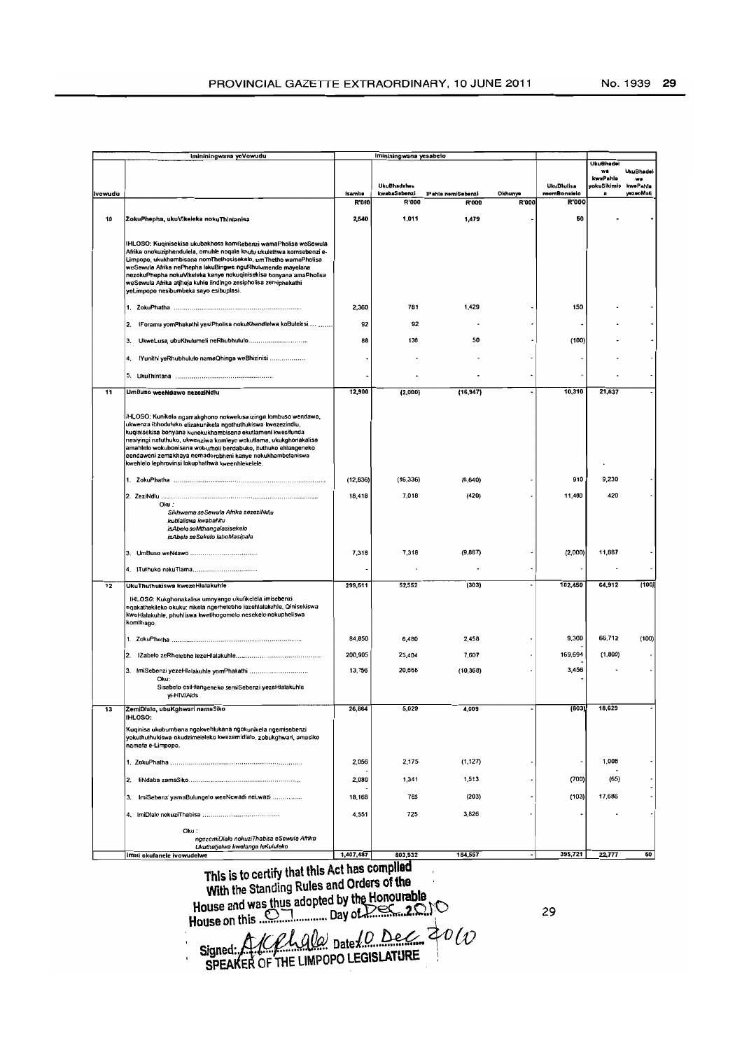| Ivowudu | Imininingwana yeVowudu | Isamba | UkuBhadelwa kwabaSebenzi | IPahla nemiSebenzi | Okhunye | UkuDlulisa neemBonelelo | UkuBhadelwa kwePahla yokuSikimisa | UkuBhadelwa kwePahla yezezoMali |
|---|---|---|---|---|---|---|---|---|
| | | R'000 | R'000 | R'000 | R'000 | R'000 | | |
| 10 | ZokuPhepha, ukuVikeleka nokuThintanisa | 2,540 | 1,011 | 1,479 | - | 50 | - | - |
| | IHLOSO: Kuqinisekisa ukubakhona komSebenzi wamaPholisa weSewula Afrika onokuziphendulela, omuhle noqala khulu ukulethwa komsebenzi e-Limpopo, ukukhambisana nomThethosisekelo, umThetho wamaPholisa weSewula Afrika nePhepha lokuBingwe nguRhulumende mayelana nezokuPhepha nokuVikeleka kanye nokuqinisekisa bonyana amaPholisa weSewula Afrika atjheja kuhle iindingo zesipholisa zemiphakathi yeLimpopo nesibumbeka sayo esibuplasi. | | | | | | | |
| | 1. ZokuPhatha .................. | 2,360 | 781 | 1,429 | - | 150 | - | - |
| | 2. IForamu yomPhakathi yesiPholisa nokuKhandlelwa koBulelesi... | 92 | 92 | - | - | - | - | - |
| | 3. UkweLusa, ubuKhulumeli neRhubhululo.................. | 88 | 138 | 50 | - | (100) | - | - |
| | 4. IYunithi yeRhubhululo nameQhinga weBhizinisi .................. | - | - | - | - | - | - | - |
| | 5. UkuThintana .................. | - | - | - | - | - | - | - |
| 11 | UmBuso weeNdawo nezeziNdlu | 12,900 | (2,000) | (16,947) | - | 10,310 | 21,537 | - |
| | IHLOSO: Kunikela ngamakghono nokwelusa izinga lombuso wendawo, ukwenza ibhoduluko elizakunikela ngothuthukiswa kwezezindlu, kuqinisekisa bonyana kunokukhambisana ekutlameni kwesifunda nesiyingi nefuthuko, ukwenziwa komleyo wokutlama, ukukghonakalisa amahlelo wokubonisana wobuhoil bendabuko, ituthuko ehlangeneko eendaweni zemakhaya nomadorobheni kanye nokukhambelaniswa kwehlelo lephrovinsi lokuphathwa kweenhlekelele. | | | | | | | |
| | 1. ZokuPhatha .................. | (12,836) | (16,336) | (6,640) | - | 910 | 9,230 | - |
| | 2. ZeziNdlu .................. | 18,418 | 7,018 | (420) | - | 11,400 | 420 | - |
| | Oku: *Sikhwama seSewula Afrika sezeziNdlu kuhlaliswa kwabaNtu isAbelo soMthangalasisekelo isAbelo seSekelo laboMasipala* | | | | | | | |
| | 3. UmBuso weNdawo .................. | 7,318 | 7,318 | (9,887) | - | (2,000) | 11,887 | - |
| | 4. ITuthuko nokuTlama.................. | - | - | - | - | - | - | - |
| 12 | UkuThuthukiswa kwezeHlalakuhle | 299,511 | 52,552 | (303) | - | 182,450 | 64,912 | (100) |
| | IHLOSO: Kukghonakalisa umnyango ukufikelela imisebenzi eqakathekileko okuku: nikela ngerhelebho lezehlalakuhle. Qinisekiswa kweHlalakuhle, phuhliswa kwethogomelo nesekelo nokupheliswa komthago. | | | | | | | |
| | 1. ZokuPhatha .................. | 84,850 | 6,480 | 2,458 | - | 9,300 | 66,712 | (100) |
| | 2. IZabelo zeRhelebho lezeHlalakuhle.................. | 200,905 | 25,404 | 7,607 | - | 169,694 | (1,800) | - |
| | 3. ImiSebenzi yezeHlalakuhle yomPhakathi .................. | 13,756 | 20,668 | (10,368) | - | 3,456 | - | - |
| | Oku: Sisebelo esiHlangeneko semiSebenzi yezeHlalakuhle yi-HIV/Aids | | | | | | | |
| 13 | ZemiDlalo, ubuKghwari namaSiko | 26,864 | 5,029 | 4,009 | - | (803) | 18,629 | - |
| | IHLOSO: Kuqinisa ukubumbana ngokwehlukana ngokunikela ngemisebenzi yokuthuthukiswa okudzimeleleko kwezemidlalo, zobukghwari, amasiko namafa e-Limpopo. | | | | | | | |
| | 1. ZokuPhatha .................. | 2,056 | 2,175 | (1,127) | - | - | 1,008 | - |
| | 2. IiNdaba zamaSiko.................. | 2,089 | 1,341 | 1,513 | - | (700) | (65) | - |
| | 3. ImiSebenzi yamaBulungelo weeNcwadi neLwazi .................. | 18,168 | 788 | (203) | - | (103) | 17,686 | - |
| | 4. ImiDlalo nokuziThabisa .................. | 4,551 | 725 | 3,826 | - | - | - | - |
| | Oku: *ngezemiDlalo nokuziThabisa eSewula Afrika Ukuthathelwa kwelanga leKululeko* | | | | | | | |
| | Imali okufanele ivowudelwe | 1,407,487 | 803,932 | 184,557 | - | 395,721 | 22,777 | 50 |

This is to certify that this Act has complied With the Standing Rules and Orders of the House and was thus adopted by the Honourable House on this 07 Day of Dec 2010

Signed: [signature] Date: 10 Dec 2010
SPEAKER OF THE LIMPOPO LEGISLATURE